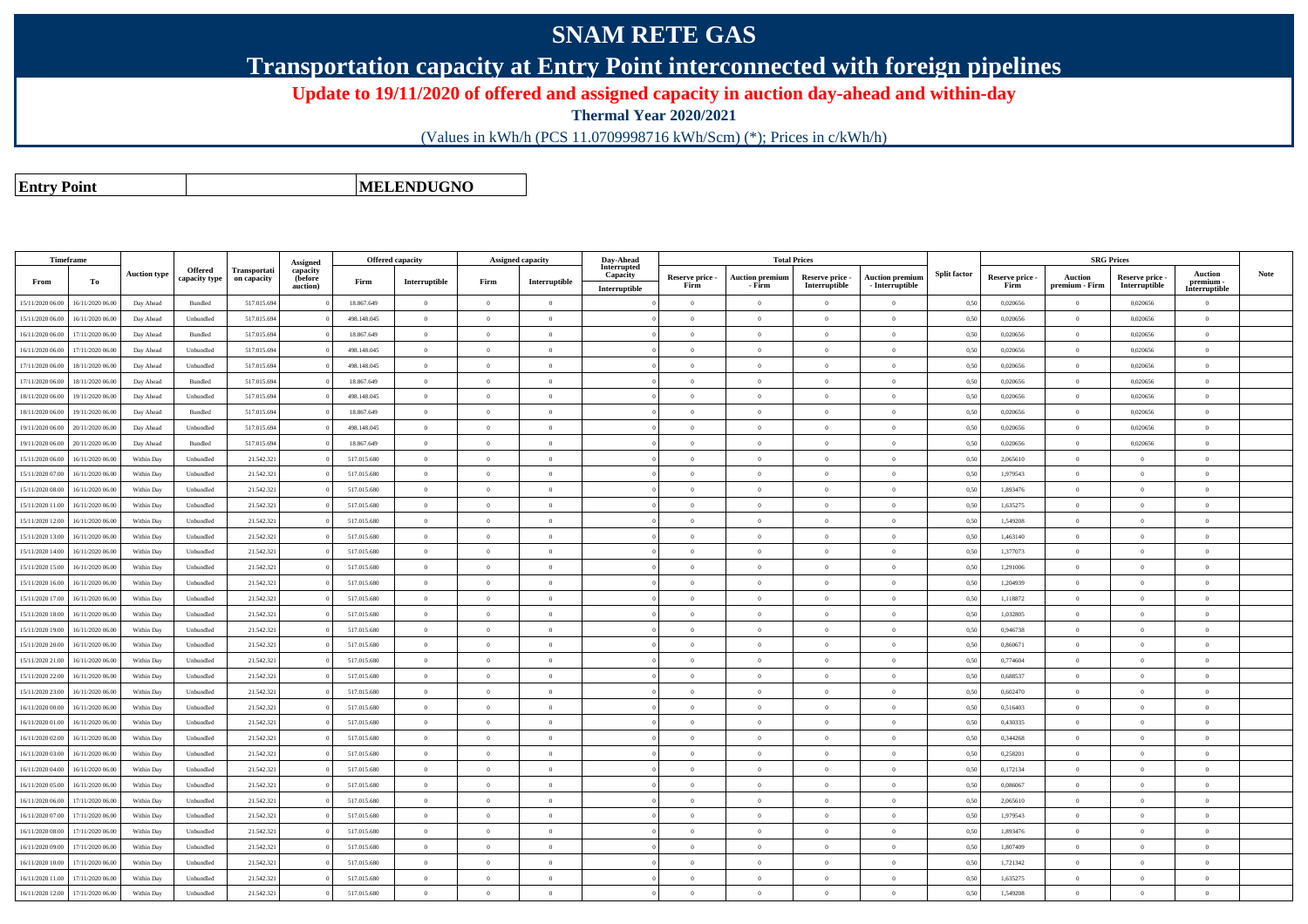# SNAM RETE GAS

## Transportation capacity at Entry Point interconnected with foreign pipelines

**Update to 19/11/2020 of offered and assigned capacity in auction day-ahead and within-day**

**Thermal Year 2020/2021**

(Values in kWh/h (PCS 11.0709998716 kWh/Scm) (*); Prices in c/kWh/h)

| **Entry Point** | **MELENDUGNO** |
|---|---|

| Timeframe | | Auction type | Offered capacity type | Transportation capacity | Assigned capacity (before auction) | Offered capacity | | Assigned capacity | | Day-Ahead Interrupted Capacity | Total Prices | | | | Split factor | SRG Prices | | | | Note |
|---|---|---|---|---|---|---|---|---|---|---|---|---|---|---|---|---|---|---|---|---|
| From | To | | | | | Firm | Interruptible | Firm | Interruptible | Interruptible | Reserve price - Firm | Auction premium - Firm | Reserve price - Interruptible | Auction premium - Interruptible | | Reserve price - Firm | Auction premium - Firm | Reserve price - Interruptible | Auction premium - Interruptible | |
| 15/11/2020 06.00 | 16/11/2020 06.00 | Day Ahead | Bundled | 517.015.694 | 0 | 18.867.649 | 0 | 0 | 0 | 0 | 0 | 0 | 0 | 0 | 0,50 | 0,020656 | 0 | 0,020656 | 0 | |
| 15/11/2020 06.00 | 16/11/2020 06.00 | Day Ahead | Unbundled | 517.015.694 | 0 | 498.148.045 | 0 | 0 | 0 | 0 | 0 | 0 | 0 | 0 | 0,50 | 0,020656 | 0 | 0,020656 | 0 | |
| 16/11/2020 06.00 | 17/11/2020 06.00 | Day Ahead | Bundled | 517.015.694 | 0 | 18.867.649 | 0 | 0 | 0 | 0 | 0 | 0 | 0 | 0 | 0,50 | 0,020656 | 0 | 0,020656 | 0 | |
| 16/11/2020 06.00 | 17/11/2020 06.00 | Day Ahead | Unbundled | 517.015.694 | 0 | 498.148.045 | 0 | 0 | 0 | 0 | 0 | 0 | 0 | 0 | 0,50 | 0,020656 | 0 | 0,020656 | 0 | |
| 17/11/2020 06.00 | 18/11/2020 06.00 | Day Ahead | Unbundled | 517.015.694 | 0 | 498.148.045 | 0 | 0 | 0 | 0 | 0 | 0 | 0 | 0 | 0,50 | 0,020656 | 0 | 0,020656 | 0 | |
| 17/11/2020 06.00 | 18/11/2020 06.00 | Day Ahead | Bundled | 517.015.694 | 0 | 18.867.649 | 0 | 0 | 0 | 0 | 0 | 0 | 0 | 0 | 0,50 | 0,020656 | 0 | 0,020656 | 0 | |
| 18/11/2020 06.00 | 19/11/2020 06.00 | Day Ahead | Unbundled | 517.015.694 | 0 | 498.148.045 | 0 | 0 | 0 | 0 | 0 | 0 | 0 | 0 | 0,50 | 0,020656 | 0 | 0,020656 | 0 | |
| 18/11/2020 06.00 | 19/11/2020 06.00 | Day Ahead | Bundled | 517.015.694 | 0 | 18.867.649 | 0 | 0 | 0 | 0 | 0 | 0 | 0 | 0 | 0,50 | 0,020656 | 0 | 0,020656 | 0 | |
| 19/11/2020 06.00 | 20/11/2020 06.00 | Day Ahead | Unbundled | 517.015.694 | 0 | 498.148.045 | 0 | 0 | 0 | 0 | 0 | 0 | 0 | 0 | 0,50 | 0,020656 | 0 | 0,020656 | 0 | |
| 19/11/2020 06.00 | 20/11/2020 06.00 | Day Ahead | Bundled | 517.015.694 | 0 | 18.867.649 | 0 | 0 | 0 | 0 | 0 | 0 | 0 | 0 | 0,50 | 0,020656 | 0 | 0,020656 | 0 | |
| 15/11/2020 06.00 | 16/11/2020 06.00 | Within Day | Unbundled | 21.542.321 | 0 | 517.015.680 | 0 | 0 | 0 | 0 | 0 | 0 | 0 | 0 | 0,50 | 2,065610 | 0 | 0 | 0 | |
| 15/11/2020 07.00 | 16/11/2020 06.00 | Within Day | Unbundled | 21.542.321 | 0 | 517.015.680 | 0 | 0 | 0 | 0 | 0 | 0 | 0 | 0 | 0,50 | 1,979543 | 0 | 0 | 0 | |
| 15/11/2020 08.00 | 16/11/2020 06.00 | Within Day | Unbundled | 21.542.321 | 0 | 517.015.680 | 0 | 0 | 0 | 0 | 0 | 0 | 0 | 0 | 0,50 | 1,893476 | 0 | 0 | 0 | |
| 15/11/2020 11.00 | 16/11/2020 06.00 | Within Day | Unbundled | 21.542.321 | 0 | 517.015.680 | 0 | 0 | 0 | 0 | 0 | 0 | 0 | 0 | 0,50 | 1,635275 | 0 | 0 | 0 | |
| 15/11/2020 12.00 | 16/11/2020 06.00 | Within Day | Unbundled | 21.542.321 | 0 | 517.015.680 | 0 | 0 | 0 | 0 | 0 | 0 | 0 | 0 | 0,50 | 1,549208 | 0 | 0 | 0 | |
| 15/11/2020 13.00 | 16/11/2020 06.00 | Within Day | Unbundled | 21.542.321 | 0 | 517.015.680 | 0 | 0 | 0 | 0 | 0 | 0 | 0 | 0 | 0,50 | 1,463140 | 0 | 0 | 0 | |
| 15/11/2020 14.00 | 16/11/2020 06.00 | Within Day | Unbundled | 21.542.321 | 0 | 517.015.680 | 0 | 0 | 0 | 0 | 0 | 0 | 0 | 0 | 0,50 | 1,377073 | 0 | 0 | 0 | |
| 15/11/2020 15.00 | 16/11/2020 06.00 | Within Day | Unbundled | 21.542.321 | 0 | 517.015.680 | 0 | 0 | 0 | 0 | 0 | 0 | 0 | 0 | 0,50 | 1,291006 | 0 | 0 | 0 | |
| 15/11/2020 16.00 | 16/11/2020 06.00 | Within Day | Unbundled | 21.542.321 | 0 | 517.015.680 | 0 | 0 | 0 | 0 | 0 | 0 | 0 | 0 | 0,50 | 1,204939 | 0 | 0 | 0 | |
| 15/11/2020 17.00 | 16/11/2020 06.00 | Within Day | Unbundled | 21.542.321 | 0 | 517.015.680 | 0 | 0 | 0 | 0 | 0 | 0 | 0 | 0 | 0,50 | 1,118872 | 0 | 0 | 0 | |
| 15/11/2020 18.00 | 16/11/2020 06.00 | Within Day | Unbundled | 21.542.321 | 0 | 517.015.680 | 0 | 0 | 0 | 0 | 0 | 0 | 0 | 0 | 0,50 | 1,032805 | 0 | 0 | 0 | |
| 15/11/2020 19.00 | 16/11/2020 06.00 | Within Day | Unbundled | 21.542.321 | 0 | 517.015.680 | 0 | 0 | 0 | 0 | 0 | 0 | 0 | 0 | 0,50 | 0,946738 | 0 | 0 | 0 | |
| 15/11/2020 20.00 | 16/11/2020 06.00 | Within Day | Unbundled | 21.542.321 | 0 | 517.015.680 | 0 | 0 | 0 | 0 | 0 | 0 | 0 | 0 | 0,50 | 0,860671 | 0 | 0 | 0 | |
| 15/11/2020 21.00 | 16/11/2020 06.00 | Within Day | Unbundled | 21.542.321 | 0 | 517.015.680 | 0 | 0 | 0 | 0 | 0 | 0 | 0 | 0 | 0,50 | 0,774604 | 0 | 0 | 0 | |
| 15/11/2020 22.00 | 16/11/2020 06.00 | Within Day | Unbundled | 21.542.321 | 0 | 517.015.680 | 0 | 0 | 0 | 0 | 0 | 0 | 0 | 0 | 0,50 | 0,688537 | 0 | 0 | 0 | |
| 15/11/2020 23.00 | 16/11/2020 06.00 | Within Day | Unbundled | 21.542.321 | 0 | 517.015.680 | 0 | 0 | 0 | 0 | 0 | 0 | 0 | 0 | 0,50 | 0,602470 | 0 | 0 | 0 | |
| 16/11/2020 00.00 | 16/11/2020 06.00 | Within Day | Unbundled | 21.542.321 | 0 | 517.015.680 | 0 | 0 | 0 | 0 | 0 | 0 | 0 | 0 | 0,50 | 0,516403 | 0 | 0 | 0 | |
| 16/11/2020 01.00 | 16/11/2020 06.00 | Within Day | Unbundled | 21.542.321 | 0 | 517.015.680 | 0 | 0 | 0 | 0 | 0 | 0 | 0 | 0 | 0,50 | 0,430335 | 0 | 0 | 0 | |
| 16/11/2020 02.00 | 16/11/2020 06.00 | Within Day | Unbundled | 21.542.321 | 0 | 517.015.680 | 0 | 0 | 0 | 0 | 0 | 0 | 0 | 0 | 0,50 | 0,344268 | 0 | 0 | 0 | |
| 16/11/2020 03.00 | 16/11/2020 06.00 | Within Day | Unbundled | 21.542.321 | 0 | 517.015.680 | 0 | 0 | 0 | 0 | 0 | 0 | 0 | 0 | 0,50 | 0,258201 | 0 | 0 | 0 | |
| 16/11/2020 04.00 | 16/11/2020 06.00 | Within Day | Unbundled | 21.542.321 | 0 | 517.015.680 | 0 | 0 | 0 | 0 | 0 | 0 | 0 | 0 | 0,50 | 0,172134 | 0 | 0 | 0 | |
| 16/11/2020 05.00 | 16/11/2020 06.00 | Within Day | Unbundled | 21.542.321 | 0 | 517.015.680 | 0 | 0 | 0 | 0 | 0 | 0 | 0 | 0 | 0,50 | 0,086067 | 0 | 0 | 0 | |
| 16/11/2020 06.00 | 17/11/2020 06.00 | Within Day | Unbundled | 21.542.321 | 0 | 517.015.680 | 0 | 0 | 0 | 0 | 0 | 0 | 0 | 0 | 0,50 | 2,065610 | 0 | 0 | 0 | |
| 16/11/2020 07.00 | 17/11/2020 06.00 | Within Day | Unbundled | 21.542.321 | 0 | 517.015.680 | 0 | 0 | 0 | 0 | 0 | 0 | 0 | 0 | 0,50 | 1,979543 | 0 | 0 | 0 | |
| 16/11/2020 08.00 | 17/11/2020 06.00 | Within Day | Unbundled | 21.542.321 | 0 | 517.015.680 | 0 | 0 | 0 | 0 | 0 | 0 | 0 | 0 | 0,50 | 1,893476 | 0 | 0 | 0 | |
| 16/11/2020 09.00 | 17/11/2020 06.00 | Within Day | Unbundled | 21.542.321 | 0 | 517.015.680 | 0 | 0 | 0 | 0 | 0 | 0 | 0 | 0 | 0,50 | 1,807409 | 0 | 0 | 0 | |
| 16/11/2020 10.00 | 17/11/2020 06.00 | Within Day | Unbundled | 21.542.321 | 0 | 517.015.680 | 0 | 0 | 0 | 0 | 0 | 0 | 0 | 0 | 0,50 | 1,721342 | 0 | 0 | 0 | |
| 16/11/2020 11.00 | 17/11/2020 06.00 | Within Day | Unbundled | 21.542.321 | 0 | 517.015.680 | 0 | 0 | 0 | 0 | 0 | 0 | 0 | 0 | 0,50 | 1,635275 | 0 | 0 | 0 | |
| 16/11/2020 12.00 | 17/11/2020 06.00 | Within Day | Unbundled | 21.542.321 | 0 | 517.015.680 | 0 | 0 | 0 | 0 | 0 | 0 | 0 | 0 | 0,50 | 1,549208 | 0 | 0 | 0 | |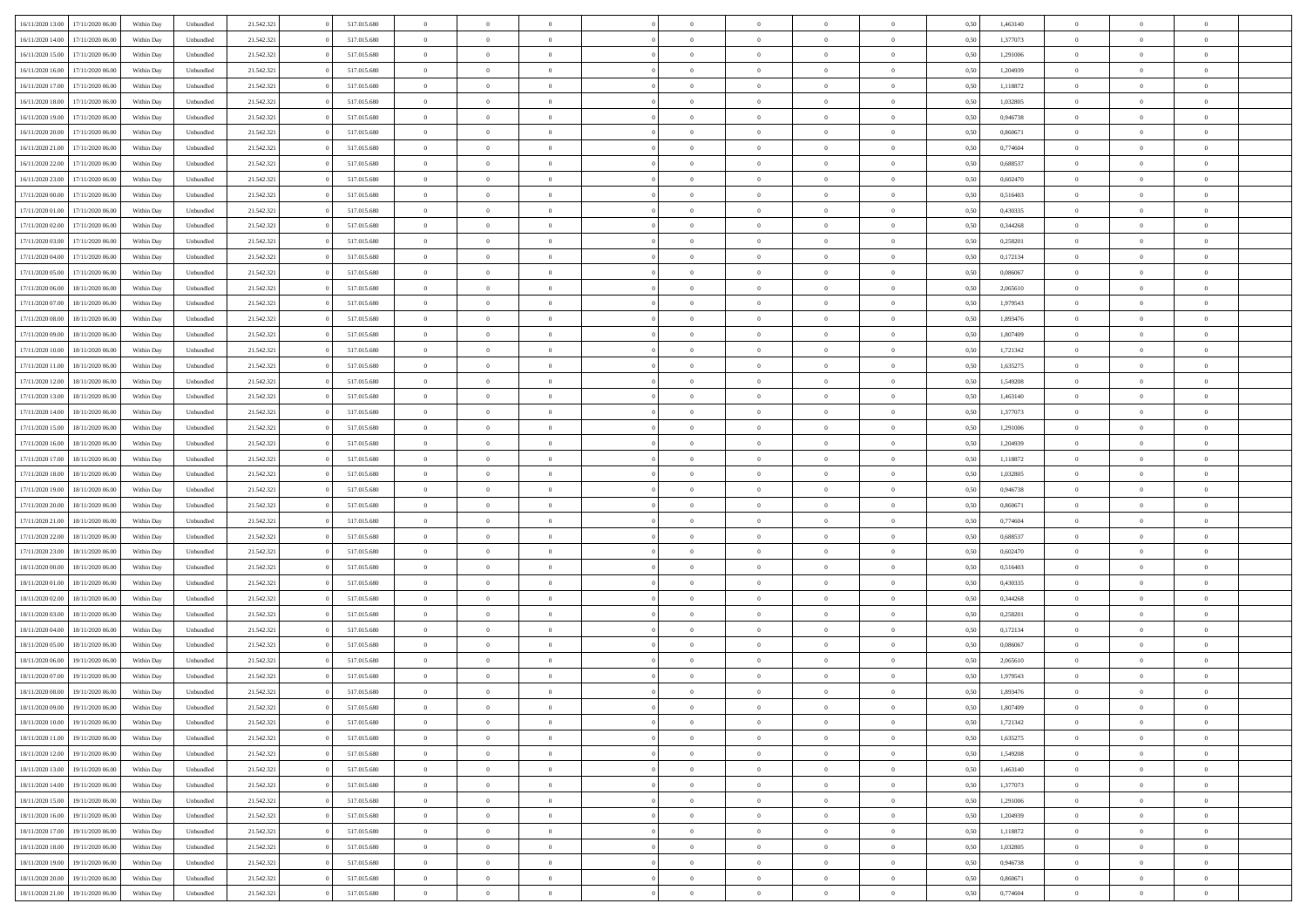| 16/11/2020 13:00 | 17/11/2020 06:00 | Within Day | Unbundled | 21.542.321 | 0 | 517.015.680 | 0 | 0 | 0 | | 0 | 0 | 0 | 0 | 0,50 | 1,463140 | 0 | 0 | 0 | |
|---|---|---|---|---|---|---|---|---|---|---|---|---|---|---|---|---|---|---|---|---|
| 16/11/2020 14:00 | 17/11/2020 06:00 | Within Day | Unbundled | 21.542.321 | 0 | 517.015.680 | 0 | 0 | 0 | | 0 | 0 | 0 | 0 | 0,50 | 1,377073 | 0 | 0 | 0 | |
| 16/11/2020 15:00 | 17/11/2020 06:00 | Within Day | Unbundled | 21.542.321 | 0 | 517.015.680 | 0 | 0 | 0 | | 0 | 0 | 0 | 0 | 0,50 | 1,291006 | 0 | 0 | 0 | |
| 16/11/2020 16:00 | 17/11/2020 06:00 | Within Day | Unbundled | 21.542.321 | 0 | 517.015.680 | 0 | 0 | 0 | | 0 | 0 | 0 | 0 | 0,50 | 1,204939 | 0 | 0 | 0 | |
| 16/11/2020 17:00 | 17/11/2020 06:00 | Within Day | Unbundled | 21.542.321 | 0 | 517.015.680 | 0 | 0 | 0 | | 0 | 0 | 0 | 0 | 0,50 | 1,118872 | 0 | 0 | 0 | |
| 16/11/2020 18:00 | 17/11/2020 06:00 | Within Day | Unbundled | 21.542.321 | 0 | 517.015.680 | 0 | 0 | 0 | | 0 | 0 | 0 | 0 | 0,50 | 1,032805 | 0 | 0 | 0 | |
| 16/11/2020 19:00 | 17/11/2020 06:00 | Within Day | Unbundled | 21.542.321 | 0 | 517.015.680 | 0 | 0 | 0 | | 0 | 0 | 0 | 0 | 0,50 | 0,946738 | 0 | 0 | 0 | |
| 16/11/2020 20:00 | 17/11/2020 06:00 | Within Day | Unbundled | 21.542.321 | 0 | 517.015.680 | 0 | 0 | 0 | | 0 | 0 | 0 | 0 | 0,50 | 0,860671 | 0 | 0 | 0 | |
| 16/11/2020 21:00 | 17/11/2020 06:00 | Within Day | Unbundled | 21.542.321 | 0 | 517.015.680 | 0 | 0 | 0 | | 0 | 0 | 0 | 0 | 0,50 | 0,774604 | 0 | 0 | 0 | |
| 16/11/2020 22:00 | 17/11/2020 06:00 | Within Day | Unbundled | 21.542.321 | 0 | 517.015.680 | 0 | 0 | 0 | | 0 | 0 | 0 | 0 | 0,50 | 0,688537 | 0 | 0 | 0 | |
| 16/11/2020 23:00 | 17/11/2020 06:00 | Within Day | Unbundled | 21.542.321 | 0 | 517.015.680 | 0 | 0 | 0 | | 0 | 0 | 0 | 0 | 0,50 | 0,602470 | 0 | 0 | 0 | |
| 17/11/2020 00:00 | 17/11/2020 06:00 | Within Day | Unbundled | 21.542.321 | 0 | 517.015.680 | 0 | 0 | 0 | | 0 | 0 | 0 | 0 | 0,50 | 0,516403 | 0 | 0 | 0 | |
| 17/11/2020 01:00 | 17/11/2020 06:00 | Within Day | Unbundled | 21.542.321 | 0 | 517.015.680 | 0 | 0 | 0 | | 0 | 0 | 0 | 0 | 0,50 | 0,430335 | 0 | 0 | 0 | |
| 17/11/2020 02:00 | 17/11/2020 06:00 | Within Day | Unbundled | 21.542.321 | 0 | 517.015.680 | 0 | 0 | 0 | | 0 | 0 | 0 | 0 | 0,50 | 0,344268 | 0 | 0 | 0 | |
| 17/11/2020 03:00 | 17/11/2020 06:00 | Within Day | Unbundled | 21.542.321 | 0 | 517.015.680 | 0 | 0 | 0 | | 0 | 0 | 0 | 0 | 0,50 | 0,258201 | 0 | 0 | 0 | |
| 17/11/2020 04:00 | 17/11/2020 06:00 | Within Day | Unbundled | 21.542.321 | 0 | 517.015.680 | 0 | 0 | 0 | | 0 | 0 | 0 | 0 | 0,50 | 0,172134 | 0 | 0 | 0 | |
| 17/11/2020 05:00 | 17/11/2020 06:00 | Within Day | Unbundled | 21.542.321 | 0 | 517.015.680 | 0 | 0 | 0 | | 0 | 0 | 0 | 0 | 0,50 | 0,086067 | 0 | 0 | 0 | |
| 17/11/2020 06:00 | 18/11/2020 06:00 | Within Day | Unbundled | 21.542.321 | 0 | 517.015.680 | 0 | 0 | 0 | | 0 | 0 | 0 | 0 | 0,50 | 2,065610 | 0 | 0 | 0 | |
| 17/11/2020 07:00 | 18/11/2020 06:00 | Within Day | Unbundled | 21.542.321 | 0 | 517.015.680 | 0 | 0 | 0 | | 0 | 0 | 0 | 0 | 0,50 | 1,979543 | 0 | 0 | 0 | |
| 17/11/2020 08:00 | 18/11/2020 06:00 | Within Day | Unbundled | 21.542.321 | 0 | 517.015.680 | 0 | 0 | 0 | | 0 | 0 | 0 | 0 | 0,50 | 1,893476 | 0 | 0 | 0 | |
| 17/11/2020 09:00 | 18/11/2020 06:00 | Within Day | Unbundled | 21.542.321 | 0 | 517.015.680 | 0 | 0 | 0 | | 0 | 0 | 0 | 0 | 0,50 | 1,807409 | 0 | 0 | 0 | |
| 17/11/2020 10:00 | 18/11/2020 06:00 | Within Day | Unbundled | 21.542.321 | 0 | 517.015.680 | 0 | 0 | 0 | | 0 | 0 | 0 | 0 | 0,50 | 1,721342 | 0 | 0 | 0 | |
| 17/11/2020 11:00 | 18/11/2020 06:00 | Within Day | Unbundled | 21.542.321 | 0 | 517.015.680 | 0 | 0 | 0 | | 0 | 0 | 0 | 0 | 0,50 | 1,635275 | 0 | 0 | 0 | |
| 17/11/2020 12:00 | 18/11/2020 06:00 | Within Day | Unbundled | 21.542.321 | 0 | 517.015.680 | 0 | 0 | 0 | | 0 | 0 | 0 | 0 | 0,50 | 1,549208 | 0 | 0 | 0 | |
| 17/11/2020 13:00 | 18/11/2020 06:00 | Within Day | Unbundled | 21.542.321 | 0 | 517.015.680 | 0 | 0 | 0 | | 0 | 0 | 0 | 0 | 0,50 | 1,463140 | 0 | 0 | 0 | |
| 17/11/2020 14:00 | 18/11/2020 06:00 | Within Day | Unbundled | 21.542.321 | 0 | 517.015.680 | 0 | 0 | 0 | | 0 | 0 | 0 | 0 | 0,50 | 1,377073 | 0 | 0 | 0 | |
| 17/11/2020 15:00 | 18/11/2020 06:00 | Within Day | Unbundled | 21.542.321 | 0 | 517.015.680 | 0 | 0 | 0 | | 0 | 0 | 0 | 0 | 0,50 | 1,291006 | 0 | 0 | 0 | |
| 17/11/2020 16:00 | 18/11/2020 06:00 | Within Day | Unbundled | 21.542.321 | 0 | 517.015.680 | 0 | 0 | 0 | | 0 | 0 | 0 | 0 | 0,50 | 1,204939 | 0 | 0 | 0 | |
| 17/11/2020 17:00 | 18/11/2020 06:00 | Within Day | Unbundled | 21.542.321 | 0 | 517.015.680 | 0 | 0 | 0 | | 0 | 0 | 0 | 0 | 0,50 | 1,118872 | 0 | 0 | 0 | |
| 17/11/2020 18:00 | 18/11/2020 06:00 | Within Day | Unbundled | 21.542.321 | 0 | 517.015.680 | 0 | 0 | 0 | | 0 | 0 | 0 | 0 | 0,50 | 1,032805 | 0 | 0 | 0 | |
| 17/11/2020 19:00 | 18/11/2020 06:00 | Within Day | Unbundled | 21.542.321 | 0 | 517.015.680 | 0 | 0 | 0 | | 0 | 0 | 0 | 0 | 0,50 | 0,946738 | 0 | 0 | 0 | |
| 17/11/2020 20:00 | 18/11/2020 06:00 | Within Day | Unbundled | 21.542.321 | 0 | 517.015.680 | 0 | 0 | 0 | | 0 | 0 | 0 | 0 | 0,50 | 0,860671 | 0 | 0 | 0 | |
| 17/11/2020 21:00 | 18/11/2020 06:00 | Within Day | Unbundled | 21.542.321 | 0 | 517.015.680 | 0 | 0 | 0 | | 0 | 0 | 0 | 0 | 0,50 | 0,774604 | 0 | 0 | 0 | |
| 17/11/2020 22:00 | 18/11/2020 06:00 | Within Day | Unbundled | 21.542.321 | 0 | 517.015.680 | 0 | 0 | 0 | | 0 | 0 | 0 | 0 | 0,50 | 0,688537 | 0 | 0 | 0 | |
| 17/11/2020 23:00 | 18/11/2020 06:00 | Within Day | Unbundled | 21.542.321 | 0 | 517.015.680 | 0 | 0 | 0 | | 0 | 0 | 0 | 0 | 0,50 | 0,602470 | 0 | 0 | 0 | |
| 18/11/2020 00:00 | 18/11/2020 06:00 | Within Day | Unbundled | 21.542.321 | 0 | 517.015.680 | 0 | 0 | 0 | | 0 | 0 | 0 | 0 | 0,50 | 0,516403 | 0 | 0 | 0 | |
| 18/11/2020 01:00 | 18/11/2020 06:00 | Within Day | Unbundled | 21.542.321 | 0 | 517.015.680 | 0 | 0 | 0 | | 0 | 0 | 0 | 0 | 0,50 | 0,430335 | 0 | 0 | 0 | |
| 18/11/2020 02:00 | 18/11/2020 06:00 | Within Day | Unbundled | 21.542.321 | 0 | 517.015.680 | 0 | 0 | 0 | | 0 | 0 | 0 | 0 | 0,50 | 0,344268 | 0 | 0 | 0 | |
| 18/11/2020 03:00 | 18/11/2020 06:00 | Within Day | Unbundled | 21.542.321 | 0 | 517.015.680 | 0 | 0 | 0 | | 0 | 0 | 0 | 0 | 0,50 | 0,258201 | 0 | 0 | 0 | |
| 18/11/2020 04:00 | 18/11/2020 06:00 | Within Day | Unbundled | 21.542.321 | 0 | 517.015.680 | 0 | 0 | 0 | | 0 | 0 | 0 | 0 | 0,50 | 0,172134 | 0 | 0 | 0 | |
| 18/11/2020 05:00 | 18/11/2020 06:00 | Within Day | Unbundled | 21.542.321 | 0 | 517.015.680 | 0 | 0 | 0 | | 0 | 0 | 0 | 0 | 0,50 | 0,086067 | 0 | 0 | 0 | |
| 18/11/2020 06:00 | 19/11/2020 06:00 | Within Day | Unbundled | 21.542.321 | 0 | 517.015.680 | 0 | 0 | 0 | | 0 | 0 | 0 | 0 | 0,50 | 2,065610 | 0 | 0 | 0 | |
| 18/11/2020 07:00 | 19/11/2020 06:00 | Within Day | Unbundled | 21.542.321 | 0 | 517.015.680 | 0 | 0 | 0 | | 0 | 0 | 0 | 0 | 0,50 | 1,979543 | 0 | 0 | 0 | |
| 18/11/2020 08:00 | 19/11/2020 06:00 | Within Day | Unbundled | 21.542.321 | 0 | 517.015.680 | 0 | 0 | 0 | | 0 | 0 | 0 | 0 | 0,50 | 1,893476 | 0 | 0 | 0 | |
| 18/11/2020 09:00 | 19/11/2020 06:00 | Within Day | Unbundled | 21.542.321 | 0 | 517.015.680 | 0 | 0 | 0 | | 0 | 0 | 0 | 0 | 0,50 | 1,807409 | 0 | 0 | 0 | |
| 18/11/2020 10:00 | 19/11/2020 06:00 | Within Day | Unbundled | 21.542.321 | 0 | 517.015.680 | 0 | 0 | 0 | | 0 | 0 | 0 | 0 | 0,50 | 1,721342 | 0 | 0 | 0 | |
| 18/11/2020 11:00 | 19/11/2020 06:00 | Within Day | Unbundled | 21.542.321 | 0 | 517.015.680 | 0 | 0 | 0 | | 0 | 0 | 0 | 0 | 0,50 | 1,635275 | 0 | 0 | 0 | |
| 18/11/2020 12:00 | 19/11/2020 06:00 | Within Day | Unbundled | 21.542.321 | 0 | 517.015.680 | 0 | 0 | 0 | | 0 | 0 | 0 | 0 | 0,50 | 1,549208 | 0 | 0 | 0 | |
| 18/11/2020 13:00 | 19/11/2020 06:00 | Within Day | Unbundled | 21.542.321 | 0 | 517.015.680 | 0 | 0 | 0 | | 0 | 0 | 0 | 0 | 0,50 | 1,463140 | 0 | 0 | 0 | |
| 18/11/2020 14:00 | 19/11/2020 06:00 | Within Day | Unbundled | 21.542.321 | 0 | 517.015.680 | 0 | 0 | 0 | | 0 | 0 | 0 | 0 | 0,50 | 1,377073 | 0 | 0 | 0 | |
| 18/11/2020 15:00 | 19/11/2020 06:00 | Within Day | Unbundled | 21.542.321 | 0 | 517.015.680 | 0 | 0 | 0 | | 0 | 0 | 0 | 0 | 0,50 | 1,291006 | 0 | 0 | 0 | |
| 18/11/2020 16:00 | 19/11/2020 06:00 | Within Day | Unbundled | 21.542.321 | 0 | 517.015.680 | 0 | 0 | 0 | | 0 | 0 | 0 | 0 | 0,50 | 1,204939 | 0 | 0 | 0 | |
| 18/11/2020 17:00 | 19/11/2020 06:00 | Within Day | Unbundled | 21.542.321 | 0 | 517.015.680 | 0 | 0 | 0 | | 0 | 0 | 0 | 0 | 0,50 | 1,118872 | 0 | 0 | 0 | |
| 18/11/2020 18:00 | 19/11/2020 06:00 | Within Day | Unbundled | 21.542.321 | 0 | 517.015.680 | 0 | 0 | 0 | | 0 | 0 | 0 | 0 | 0,50 | 1,032805 | 0 | 0 | 0 | |
| 18/11/2020 19:00 | 19/11/2020 06:00 | Within Day | Unbundled | 21.542.321 | 0 | 517.015.680 | 0 | 0 | 0 | | 0 | 0 | 0 | 0 | 0,50 | 0,946738 | 0 | 0 | 0 | |
| 18/11/2020 20:00 | 19/11/2020 06:00 | Within Day | Unbundled | 21.542.321 | 0 | 517.015.680 | 0 | 0 | 0 | | 0 | 0 | 0 | 0 | 0,50 | 0,860671 | 0 | 0 | 0 | |
| 18/11/2020 21:00 | 19/11/2020 06:00 | Within Day | Unbundled | 21.542.321 | 0 | 517.015.680 | 0 | 0 | 0 | | 0 | 0 | 0 | 0 | 0,50 | 0,774604 | 0 | 0 | 0 | |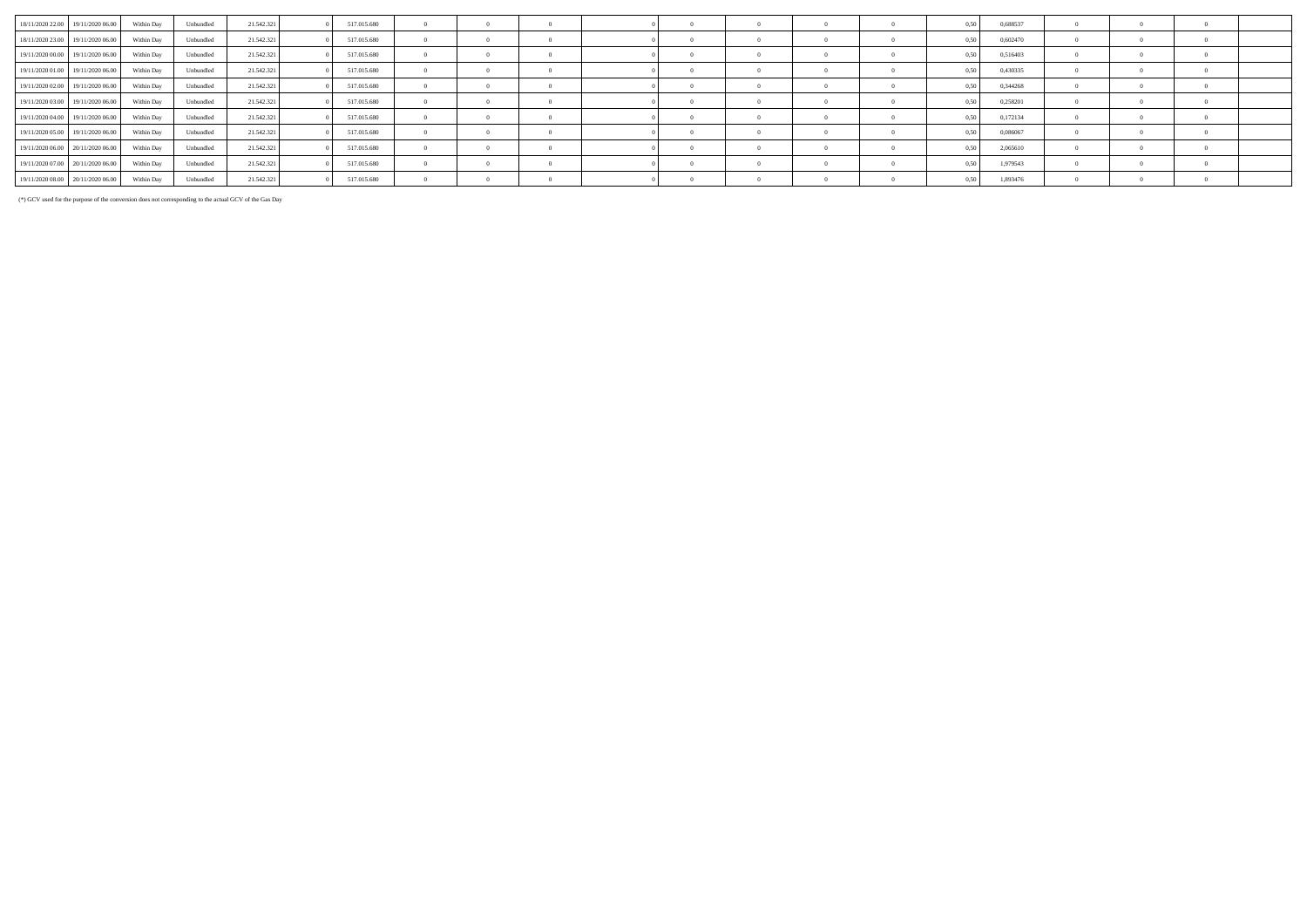| | | | | | | | | | | | | | | | | | | | | |
|---|---|---|---|---|---|---|---|---|---|---|---|---|---|---|---|---|---|---|---|---|
| 18/11/2020 22.00 | 19/11/2020 06.00 | Within Day | Unbundled | 21.542.321 | 0 | 517.015.680 | 0 | 0 | 0 | 0 | 0 | 0 | 0 | 0 | 0,50 | 0,688537 | 0 | 0 | 0 | |
| 18/11/2020 23.00 | 19/11/2020 06.00 | Within Day | Unbundled | 21.542.321 | 0 | 517.015.680 | 0 | 0 | 0 | 0 | 0 | 0 | 0 | 0 | 0,50 | 0,602470 | 0 | 0 | 0 | |
| 19/11/2020 00.00 | 19/11/2020 06.00 | Within Day | Unbundled | 21.542.321 | 0 | 517.015.680 | 0 | 0 | 0 | 0 | 0 | 0 | 0 | 0 | 0,50 | 0,516403 | 0 | 0 | 0 | |
| 19/11/2020 01.00 | 19/11/2020 06.00 | Within Day | Unbundled | 21.542.321 | 0 | 517.015.680 | 0 | 0 | 0 | 0 | 0 | 0 | 0 | 0 | 0,50 | 0,430335 | 0 | 0 | 0 | |
| 19/11/2020 02.00 | 19/11/2020 06.00 | Within Day | Unbundled | 21.542.321 | 0 | 517.015.680 | 0 | 0 | 0 | 0 | 0 | 0 | 0 | 0 | 0,50 | 0,344268 | 0 | 0 | 0 | |
| 19/11/2020 03.00 | 19/11/2020 06.00 | Within Day | Unbundled | 21.542.321 | 0 | 517.015.680 | 0 | 0 | 0 | 0 | 0 | 0 | 0 | 0 | 0,50 | 0,258201 | 0 | 0 | 0 | |
| 19/11/2020 04.00 | 19/11/2020 06.00 | Within Day | Unbundled | 21.542.321 | 0 | 517.015.680 | 0 | 0 | 0 | 0 | 0 | 0 | 0 | 0 | 0,50 | 0,172134 | 0 | 0 | 0 | |
| 19/11/2020 05.00 | 19/11/2020 06.00 | Within Day | Unbundled | 21.542.321 | 0 | 517.015.680 | 0 | 0 | 0 | 0 | 0 | 0 | 0 | 0 | 0,50 | 0,086067 | 0 | 0 | 0 | |
| 19/11/2020 06.00 | 20/11/2020 06.00 | Within Day | Unbundled | 21.542.321 | 0 | 517.015.680 | 0 | 0 | 0 | 0 | 0 | 0 | 0 | 0 | 0,50 | 2,065610 | 0 | 0 | 0 | |
| 19/11/2020 07.00 | 20/11/2020 06.00 | Within Day | Unbundled | 21.542.321 | 0 | 517.015.680 | 0 | 0 | 0 | 0 | 0 | 0 | 0 | 0 | 0,50 | 1,979543 | 0 | 0 | 0 | |
| 19/11/2020 08.00 | 20/11/2020 06.00 | Within Day | Unbundled | 21.542.321 | 0 | 517.015.680 | 0 | 0 | 0 | 0 | 0 | 0 | 0 | 0 | 0,50 | 1,893476 | 0 | 0 | 0 | |

(*) GCV used for the purpose of the conversion does not corresponding to the actual GCV of the Gas Day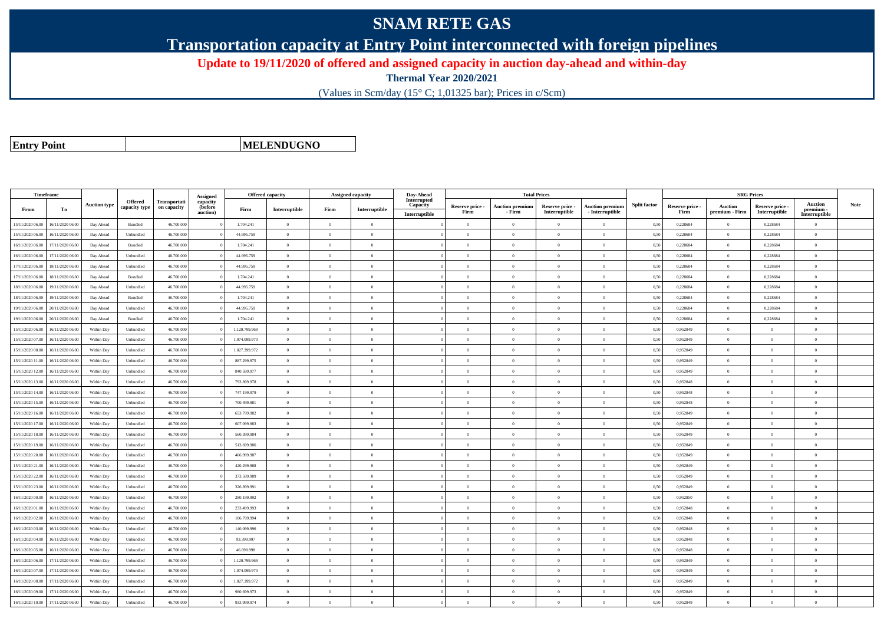# SNAM RETE GAS

## Transportation capacity at Entry Point interconnected with foreign pipelines

**Update to 19/11/2020 of offered and assigned capacity in auction day-ahead and within-day**

**Thermal Year 2020/2021**

(Values in Scm/day (15° C; 1,01325 bar); Prices in c/Scm)

| **Entry Point** | | **MELENDUGNO** |
|---|---|---|

| Timeframe | | Auction type | Offered capacity type | Transportation capacity | Assigned capacity (before auction) | Offered capacity | | Assigned capacity | | Day-Ahead Interrupted Capacity | Total Prices | | | | Split factor | SRG Prices | | | | Note |
|---|---|---|---|---|---|---|---|---|---|---|---|---|---|---|---|---|---|---|---|---|
| From | To | | | | | Firm | Interruptible | Firm | Interruptible | Interruptible | Reserve price - Firm | Auction premium - Firm | Reserve price - Interruptible | Auction premium - Interruptible | | Reserve price - Firm | Auction premium - Firm | Reserve price - Interruptible | Auction premium - Interruptible | |
| 15/11/2020 06.00 | 16/11/2020 06.00 | Day Ahead | Bundled | 46.700.000 | 0 | 1.704.241 | 0 | 0 | 0 | 0 | 0 | 0 | 0 | 0 | 0,50 | 0,228684 | 0 | 0,228684 | 0 | |
| 15/11/2020 06.00 | 16/11/2020 06.00 | Day Ahead | Unbundled | 46.700.000 | 0 | 44.995.759 | 0 | 0 | 0 | 0 | 0 | 0 | 0 | 0 | 0,50 | 0,228684 | 0 | 0,228684 | 0 | |
| 16/11/2020 06.00 | 17/11/2020 06.00 | Day Ahead | Bundled | 46.700.000 | 0 | 1.704.241 | 0 | 0 | 0 | 0 | 0 | 0 | 0 | 0 | 0,50 | 0,228684 | 0 | 0,228684 | 0 | |
| 16/11/2020 06.00 | 17/11/2020 06.00 | Day Ahead | Unbundled | 46.700.000 | 0 | 44.995.759 | 0 | 0 | 0 | 0 | 0 | 0 | 0 | 0 | 0,50 | 0,228684 | 0 | 0,228684 | 0 | |
| 17/11/2020 06.00 | 18/11/2020 06.00 | Day Ahead | Unbundled | 46.700.000 | 0 | 44.995.759 | 0 | 0 | 0 | 0 | 0 | 0 | 0 | 0 | 0,50 | 0,228684 | 0 | 0,228684 | 0 | |
| 17/11/2020 06.00 | 18/11/2020 06.00 | Day Ahead | Bundled | 46.700.000 | 0 | 1.704.241 | 0 | 0 | 0 | 0 | 0 | 0 | 0 | 0 | 0,50 | 0,228684 | 0 | 0,228684 | 0 | |
| 18/11/2020 06.00 | 19/11/2020 06.00 | Day Ahead | Unbundled | 46.700.000 | 0 | 44.995.759 | 0 | 0 | 0 | 0 | 0 | 0 | 0 | 0 | 0,50 | 0,228684 | 0 | 0,228684 | 0 | |
| 18/11/2020 06.00 | 19/11/2020 06.00 | Day Ahead | Bundled | 46.700.000 | 0 | 1.704.241 | 0 | 0 | 0 | 0 | 0 | 0 | 0 | 0 | 0,50 | 0,228684 | 0 | 0,228684 | 0 | |
| 19/11/2020 06.00 | 20/11/2020 06.00 | Day Ahead | Unbundled | 46.700.000 | 0 | 44.995.759 | 0 | 0 | 0 | 0 | 0 | 0 | 0 | 0 | 0,50 | 0,228684 | 0 | 0,228684 | 0 | |
| 19/11/2020 06.00 | 20/11/2020 06.00 | Day Ahead | Bundled | 46.700.000 | 0 | 1.704.241 | 0 | 0 | 0 | 0 | 0 | 0 | 0 | 0 | 0,50 | 0,228684 | 0 | 0,228684 | 0 | |
| 15/11/2020 06.00 | 16/11/2020 06.00 | Within Day | Unbundled | 46.700.000 | 0 | 1.120.799.969 | 0 | 0 | 0 | 0 | 0 | 0 | 0 | 0 | 0,50 | 0,952849 | 0 | 0 | 0 | |
| 15/11/2020 07.00 | 16/11/2020 06.00 | Within Day | Unbundled | 46.700.000 | 0 | 1.074.099.970 | 0 | 0 | 0 | 0 | 0 | 0 | 0 | 0 | 0,50 | 0,952849 | 0 | 0 | 0 | |
| 15/11/2020 08.00 | 16/11/2020 06.00 | Within Day | Unbundled | 46.700.000 | 0 | 1.027.399.972 | 0 | 0 | 0 | 0 | 0 | 0 | 0 | 0 | 0,50 | 0,952849 | 0 | 0 | 0 | |
| 15/11/2020 11.00 | 16/11/2020 06.00 | Within Day | Unbundled | 46.700.000 | 0 | 887.299.975 | 0 | 0 | 0 | 0 | 0 | 0 | 0 | 0 | 0,50 | 0,952849 | 0 | 0 | 0 | |
| 15/11/2020 12.00 | 16/11/2020 06.00 | Within Day | Unbundled | 46.700.000 | 0 | 840.599.977 | 0 | 0 | 0 | 0 | 0 | 0 | 0 | 0 | 0,50 | 0,952849 | 0 | 0 | 0 | |
| 15/11/2020 13.00 | 16/11/2020 06.00 | Within Day | Unbundled | 46.700.000 | 0 | 793.899.978 | 0 | 0 | 0 | 0 | 0 | 0 | 0 | 0 | 0,50 | 0,952848 | 0 | 0 | 0 | |
| 15/11/2020 14.00 | 16/11/2020 06.00 | Within Day | Unbundled | 46.700.000 | 0 | 747.199.979 | 0 | 0 | 0 | 0 | 0 | 0 | 0 | 0 | 0,50 | 0,952848 | 0 | 0 | 0 | |
| 15/11/2020 15.00 | 16/11/2020 06.00 | Within Day | Unbundled | 46.700.000 | 0 | 700.499.981 | 0 | 0 | 0 | 0 | 0 | 0 | 0 | 0 | 0,50 | 0,952848 | 0 | 0 | 0 | |
| 15/11/2020 16.00 | 16/11/2020 06.00 | Within Day | Unbundled | 46.700.000 | 0 | 653.799.982 | 0 | 0 | 0 | 0 | 0 | 0 | 0 | 0 | 0,50 | 0,952849 | 0 | 0 | 0 | |
| 15/11/2020 17.00 | 16/11/2020 06.00 | Within Day | Unbundled | 46.700.000 | 0 | 607.099.983 | 0 | 0 | 0 | 0 | 0 | 0 | 0 | 0 | 0,50 | 0,952849 | 0 | 0 | 0 | |
| 15/11/2020 18.00 | 16/11/2020 06.00 | Within Day | Unbundled | 46.700.000 | 0 | 560.399.984 | 0 | 0 | 0 | 0 | 0 | 0 | 0 | 0 | 0,50 | 0,952849 | 0 | 0 | 0 | |
| 15/11/2020 19.00 | 16/11/2020 06.00 | Within Day | Unbundled | 46.700.000 | 0 | 513.699.986 | 0 | 0 | 0 | 0 | 0 | 0 | 0 | 0 | 0,50 | 0,952849 | 0 | 0 | 0 | |
| 15/11/2020 20.00 | 16/11/2020 06.00 | Within Day | Unbundled | 46.700.000 | 0 | 466.999.987 | 0 | 0 | 0 | 0 | 0 | 0 | 0 | 0 | 0,50 | 0,952849 | 0 | 0 | 0 | |
| 15/11/2020 21.00 | 16/11/2020 06.00 | Within Day | Unbundled | 46.700.000 | 0 | 420.299.988 | 0 | 0 | 0 | 0 | 0 | 0 | 0 | 0 | 0,50 | 0,952849 | 0 | 0 | 0 | |
| 15/11/2020 22.00 | 16/11/2020 06.00 | Within Day | Unbundled | 46.700.000 | 0 | 373.599.989 | 0 | 0 | 0 | 0 | 0 | 0 | 0 | 0 | 0,50 | 0,952849 | 0 | 0 | 0 | |
| 15/11/2020 23.00 | 16/11/2020 06.00 | Within Day | Unbundled | 46.700.000 | 0 | 326.899.991 | 0 | 0 | 0 | 0 | 0 | 0 | 0 | 0 | 0,50 | 0,952849 | 0 | 0 | 0 | |
| 16/11/2020 00.00 | 16/11/2020 06.00 | Within Day | Unbundled | 46.700.000 | 0 | 280.199.992 | 0 | 0 | 0 | 0 | 0 | 0 | 0 | 0 | 0,50 | 0,952850 | 0 | 0 | 0 | |
| 16/11/2020 01.00 | 16/11/2020 06.00 | Within Day | Unbundled | 46.700.000 | 0 | 233.499.993 | 0 | 0 | 0 | 0 | 0 | 0 | 0 | 0 | 0,50 | 0,952848 | 0 | 0 | 0 | |
| 16/11/2020 02.00 | 16/11/2020 06.00 | Within Day | Unbundled | 46.700.000 | 0 | 186.799.994 | 0 | 0 | 0 | 0 | 0 | 0 | 0 | 0 | 0,50 | 0,952848 | 0 | 0 | 0 | |
| 16/11/2020 03.00 | 16/11/2020 06.00 | Within Day | Unbundled | 46.700.000 | 0 | 140.099.996 | 0 | 0 | 0 | 0 | 0 | 0 | 0 | 0 | 0,50 | 0,952848 | 0 | 0 | 0 | |
| 16/11/2020 04.00 | 16/11/2020 06.00 | Within Day | Unbundled | 46.700.000 | 0 | 93.399.997 | 0 | 0 | 0 | 0 | 0 | 0 | 0 | 0 | 0,50 | 0,952848 | 0 | 0 | 0 | |
| 16/11/2020 05.00 | 16/11/2020 06.00 | Within Day | Unbundled | 46.700.000 | 0 | 46.699.998 | 0 | 0 | 0 | 0 | 0 | 0 | 0 | 0 | 0,50 | 0,952848 | 0 | 0 | 0 | |
| 16/11/2020 06.00 | 17/11/2020 06.00 | Within Day | Unbundled | 46.700.000 | 0 | 1.120.799.969 | 0 | 0 | 0 | 0 | 0 | 0 | 0 | 0 | 0,50 | 0,952849 | 0 | 0 | 0 | |
| 16/11/2020 07.00 | 17/11/2020 06.00 | Within Day | Unbundled | 46.700.000 | 0 | 1.074.099.970 | 0 | 0 | 0 | 0 | 0 | 0 | 0 | 0 | 0,50 | 0,952849 | 0 | 0 | 0 | |
| 16/11/2020 08.00 | 17/11/2020 06.00 | Within Day | Unbundled | 46.700.000 | 0 | 1.027.399.972 | 0 | 0 | 0 | 0 | 0 | 0 | 0 | 0 | 0,50 | 0,952849 | 0 | 0 | 0 | |
| 16/11/2020 09.00 | 17/11/2020 06.00 | Within Day | Unbundled | 46.700.000 | 0 | 980.699.973 | 0 | 0 | 0 | 0 | 0 | 0 | 0 | 0 | 0,50 | 0,952849 | 0 | 0 | 0 | |
| 16/11/2020 10.00 | 17/11/2020 06.00 | Within Day | Unbundled | 46.700.000 | 0 | 933.999.974 | 0 | 0 | 0 | 0 | 0 | 0 | 0 | 0 | 0,50 | 0,952849 | 0 | 0 | 0 | |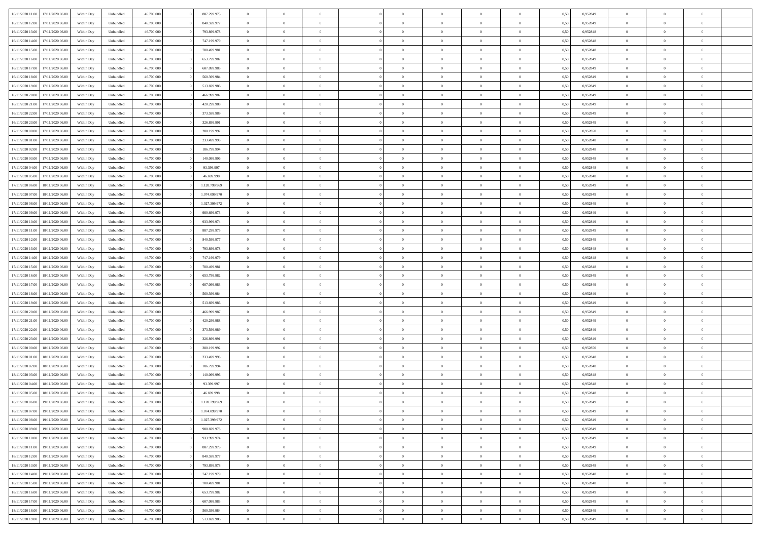| | | | | | | | | | | | | | | | | | | | | |
|---|---|---|---|---|---|---|---|---|---|---|---|---|---|---|---|---|---|---|---|---|
| 16/11/2020 11.00 | 17/11/2020 06.00 | Within Day | Unbundled | 46.700.000 | 0 | 887.299.975 | 0 | 0 | 0 | | 0 | 0 | 0 | 0 | 0,50 | 0,952849 | 0 | 0 | 0 | |
| 16/11/2020 12.00 | 17/11/2020 06.00 | Within Day | Unbundled | 46.700.000 | 0 | 840.599.977 | 0 | 0 | 0 | | 0 | 0 | 0 | 0 | 0,50 | 0,952849 | 0 | 0 | 0 | |
| 16/11/2020 13.00 | 17/11/2020 06.00 | Within Day | Unbundled | 46.700.000 | 0 | 793.899.978 | 0 | 0 | 0 | | 0 | 0 | 0 | 0 | 0,50 | 0,952848 | 0 | 0 | 0 | |
| 16/11/2020 14.00 | 17/11/2020 06.00 | Within Day | Unbundled | 46.700.000 | 0 | 747.199.979 | 0 | 0 | 0 | | 0 | 0 | 0 | 0 | 0,50 | 0,952848 | 0 | 0 | 0 | |
| 16/11/2020 15.00 | 17/11/2020 06.00 | Within Day | Unbundled | 46.700.000 | 0 | 700.499.981 | 0 | 0 | 0 | | 0 | 0 | 0 | 0 | 0,50 | 0,952848 | 0 | 0 | 0 | |
| 16/11/2020 16.00 | 17/11/2020 06.00 | Within Day | Unbundled | 46.700.000 | 0 | 653.799.982 | 0 | 0 | 0 | | 0 | 0 | 0 | 0 | 0,50 | 0,952849 | 0 | 0 | 0 | |
| 16/11/2020 17.00 | 17/11/2020 06.00 | Within Day | Unbundled | 46.700.000 | 0 | 607.099.983 | 0 | 0 | 0 | | 0 | 0 | 0 | 0 | 0,50 | 0,952849 | 0 | 0 | 0 | |
| 16/11/2020 18.00 | 17/11/2020 06.00 | Within Day | Unbundled | 46.700.000 | 0 | 560.399.984 | 0 | 0 | 0 | | 0 | 0 | 0 | 0 | 0,50 | 0,952849 | 0 | 0 | 0 | |
| 16/11/2020 19.00 | 17/11/2020 06.00 | Within Day | Unbundled | 46.700.000 | 0 | 513.699.986 | 0 | 0 | 0 | | 0 | 0 | 0 | 0 | 0,50 | 0,952849 | 0 | 0 | 0 | |
| 16/11/2020 20.00 | 17/11/2020 06.00 | Within Day | Unbundled | 46.700.000 | 0 | 466.999.987 | 0 | 0 | 0 | | 0 | 0 | 0 | 0 | 0,50 | 0,952849 | 0 | 0 | 0 | |
| 16/11/2020 21.00 | 17/11/2020 06.00 | Within Day | Unbundled | 46.700.000 | 0 | 420.299.988 | 0 | 0 | 0 | | 0 | 0 | 0 | 0 | 0,50 | 0,952849 | 0 | 0 | 0 | |
| 16/11/2020 22.00 | 17/11/2020 06.00 | Within Day | Unbundled | 46.700.000 | 0 | 373.599.989 | 0 | 0 | 0 | | 0 | 0 | 0 | 0 | 0,50 | 0,952849 | 0 | 0 | 0 | |
| 16/11/2020 23.00 | 17/11/2020 06.00 | Within Day | Unbundled | 46.700.000 | 0 | 326.899.991 | 0 | 0 | 0 | | 0 | 0 | 0 | 0 | 0,50 | 0,952849 | 0 | 0 | 0 | |
| 17/11/2020 00.00 | 17/11/2020 06.00 | Within Day | Unbundled | 46.700.000 | 0 | 280.199.992 | 0 | 0 | 0 | | 0 | 0 | 0 | 0 | 0,50 | 0,952850 | 0 | 0 | 0 | |
| 17/11/2020 01.00 | 17/11/2020 06.00 | Within Day | Unbundled | 46.700.000 | 0 | 233.499.993 | 0 | 0 | 0 | | 0 | 0 | 0 | 0 | 0,50 | 0,952848 | 0 | 0 | 0 | |
| 17/11/2020 02.00 | 17/11/2020 06.00 | Within Day | Unbundled | 46.700.000 | 0 | 186.799.994 | 0 | 0 | 0 | | 0 | 0 | 0 | 0 | 0,50 | 0,952848 | 0 | 0 | 0 | |
| 17/11/2020 03.00 | 17/11/2020 06.00 | Within Day | Unbundled | 46.700.000 | 0 | 140.099.996 | 0 | 0 | 0 | | 0 | 0 | 0 | 0 | 0,50 | 0,952848 | 0 | 0 | 0 | |
| 17/11/2020 04.00 | 17/11/2020 06.00 | Within Day | Unbundled | 46.700.000 | 0 | 93.399.997 | 0 | 0 | 0 | | 0 | 0 | 0 | 0 | 0,50 | 0,952848 | 0 | 0 | 0 | |
| 17/11/2020 05.00 | 17/11/2020 06.00 | Within Day | Unbundled | 46.700.000 | 0 | 46.699.998 | 0 | 0 | 0 | | 0 | 0 | 0 | 0 | 0,50 | 0,952848 | 0 | 0 | 0 | |
| 17/11/2020 06.00 | 18/11/2020 06.00 | Within Day | Unbundled | 46.700.000 | 0 | 1.120.799.969 | 0 | 0 | 0 | | 0 | 0 | 0 | 0 | 0,50 | 0,952849 | 0 | 0 | 0 | |
| 17/11/2020 07.00 | 18/11/2020 06.00 | Within Day | Unbundled | 46.700.000 | 0 | 1.074.099.970 | 0 | 0 | 0 | | 0 | 0 | 0 | 0 | 0,50 | 0,952849 | 0 | 0 | 0 | |
| 17/11/2020 08.00 | 18/11/2020 06.00 | Within Day | Unbundled | 46.700.000 | 0 | 1.027.399.972 | 0 | 0 | 0 | | 0 | 0 | 0 | 0 | 0,50 | 0,952849 | 0 | 0 | 0 | |
| 17/11/2020 09.00 | 18/11/2020 06.00 | Within Day | Unbundled | 46.700.000 | 0 | 980.699.973 | 0 | 0 | 0 | | 0 | 0 | 0 | 0 | 0,50 | 0,952849 | 0 | 0 | 0 | |
| 17/11/2020 10.00 | 18/11/2020 06.00 | Within Day | Unbundled | 46.700.000 | 0 | 933.999.974 | 0 | 0 | 0 | | 0 | 0 | 0 | 0 | 0,50 | 0,952849 | 0 | 0 | 0 | |
| 17/11/2020 11.00 | 18/11/2020 06.00 | Within Day | Unbundled | 46.700.000 | 0 | 887.299.975 | 0 | 0 | 0 | | 0 | 0 | 0 | 0 | 0,50 | 0,952849 | 0 | 0 | 0 | |
| 17/11/2020 12.00 | 18/11/2020 06.00 | Within Day | Unbundled | 46.700.000 | 0 | 840.599.977 | 0 | 0 | 0 | | 0 | 0 | 0 | 0 | 0,50 | 0,952849 | 0 | 0 | 0 | |
| 17/11/2020 13.00 | 18/11/2020 06.00 | Within Day | Unbundled | 46.700.000 | 0 | 793.899.978 | 0 | 0 | 0 | | 0 | 0 | 0 | 0 | 0,50 | 0,952848 | 0 | 0 | 0 | |
| 17/11/2020 14.00 | 18/11/2020 06.00 | Within Day | Unbundled | 46.700.000 | 0 | 747.199.979 | 0 | 0 | 0 | | 0 | 0 | 0 | 0 | 0,50 | 0,952848 | 0 | 0 | 0 | |
| 17/11/2020 15.00 | 18/11/2020 06.00 | Within Day | Unbundled | 46.700.000 | 0 | 700.499.981 | 0 | 0 | 0 | | 0 | 0 | 0 | 0 | 0,50 | 0,952848 | 0 | 0 | 0 | |
| 17/11/2020 16.00 | 18/11/2020 06.00 | Within Day | Unbundled | 46.700.000 | 0 | 653.799.982 | 0 | 0 | 0 | | 0 | 0 | 0 | 0 | 0,50 | 0,952849 | 0 | 0 | 0 | |
| 17/11/2020 17.00 | 18/11/2020 06.00 | Within Day | Unbundled | 46.700.000 | 0 | 607.099.983 | 0 | 0 | 0 | | 0 | 0 | 0 | 0 | 0,50 | 0,952849 | 0 | 0 | 0 | |
| 17/11/2020 18.00 | 18/11/2020 06.00 | Within Day | Unbundled | 46.700.000 | 0 | 560.399.984 | 0 | 0 | 0 | | 0 | 0 | 0 | 0 | 0,50 | 0,952849 | 0 | 0 | 0 | |
| 17/11/2020 19.00 | 18/11/2020 06.00 | Within Day | Unbundled | 46.700.000 | 0 | 513.699.986 | 0 | 0 | 0 | | 0 | 0 | 0 | 0 | 0,50 | 0,952849 | 0 | 0 | 0 | |
| 17/11/2020 20.00 | 18/11/2020 06.00 | Within Day | Unbundled | 46.700.000 | 0 | 466.999.987 | 0 | 0 | 0 | | 0 | 0 | 0 | 0 | 0,50 | 0,952849 | 0 | 0 | 0 | |
| 17/11/2020 21.00 | 18/11/2020 06.00 | Within Day | Unbundled | 46.700.000 | 0 | 420.299.988 | 0 | 0 | 0 | | 0 | 0 | 0 | 0 | 0,50 | 0,952849 | 0 | 0 | 0 | |
| 17/11/2020 22.00 | 18/11/2020 06.00 | Within Day | Unbundled | 46.700.000 | 0 | 373.599.989 | 0 | 0 | 0 | | 0 | 0 | 0 | 0 | 0,50 | 0,952849 | 0 | 0 | 0 | |
| 17/11/2020 23.00 | 18/11/2020 06.00 | Within Day | Unbundled | 46.700.000 | 0 | 326.899.991 | 0 | 0 | 0 | | 0 | 0 | 0 | 0 | 0,50 | 0,952849 | 0 | 0 | 0 | |
| 18/11/2020 00.00 | 18/11/2020 06.00 | Within Day | Unbundled | 46.700.000 | 0 | 280.199.992 | 0 | 0 | 0 | | 0 | 0 | 0 | 0 | 0,50 | 0,952850 | 0 | 0 | 0 | |
| 18/11/2020 01.00 | 18/11/2020 06.00 | Within Day | Unbundled | 46.700.000 | 0 | 233.499.993 | 0 | 0 | 0 | | 0 | 0 | 0 | 0 | 0,50 | 0,952848 | 0 | 0 | 0 | |
| 18/11/2020 02.00 | 18/11/2020 06.00 | Within Day | Unbundled | 46.700.000 | 0 | 186.799.994 | 0 | 0 | 0 | | 0 | 0 | 0 | 0 | 0,50 | 0,952848 | 0 | 0 | 0 | |
| 18/11/2020 03.00 | 18/11/2020 06.00 | Within Day | Unbundled | 46.700.000 | 0 | 140.099.996 | 0 | 0 | 0 | | 0 | 0 | 0 | 0 | 0,50 | 0,952848 | 0 | 0 | 0 | |
| 18/11/2020 04.00 | 18/11/2020 06.00 | Within Day | Unbundled | 46.700.000 | 0 | 93.399.997 | 0 | 0 | 0 | | 0 | 0 | 0 | 0 | 0,50 | 0,952848 | 0 | 0 | 0 | |
| 18/11/2020 05.00 | 18/11/2020 06.00 | Within Day | Unbundled | 46.700.000 | 0 | 46.699.998 | 0 | 0 | 0 | | 0 | 0 | 0 | 0 | 0,50 | 0,952848 | 0 | 0 | 0 | |
| 18/11/2020 06.00 | 19/11/2020 06.00 | Within Day | Unbundled | 46.700.000 | 0 | 1.120.799.969 | 0 | 0 | 0 | | 0 | 0 | 0 | 0 | 0,50 | 0,952849 | 0 | 0 | 0 | |
| 18/11/2020 07.00 | 19/11/2020 06.00 | Within Day | Unbundled | 46.700.000 | 0 | 1.074.099.970 | 0 | 0 | 0 | | 0 | 0 | 0 | 0 | 0,50 | 0,952849 | 0 | 0 | 0 | |
| 18/11/2020 08.00 | 19/11/2020 06.00 | Within Day | Unbundled | 46.700.000 | 0 | 1.027.399.972 | 0 | 0 | 0 | | 0 | 0 | 0 | 0 | 0,50 | 0,952849 | 0 | 0 | 0 | |
| 18/11/2020 09.00 | 19/11/2020 06.00 | Within Day | Unbundled | 46.700.000 | 0 | 980.699.973 | 0 | 0 | 0 | | 0 | 0 | 0 | 0 | 0,50 | 0,952849 | 0 | 0 | 0 | |
| 18/11/2020 10.00 | 19/11/2020 06.00 | Within Day | Unbundled | 46.700.000 | 0 | 933.999.974 | 0 | 0 | 0 | | 0 | 0 | 0 | 0 | 0,50 | 0,952849 | 0 | 0 | 0 | |
| 18/11/2020 11.00 | 19/11/2020 06.00 | Within Day | Unbundled | 46.700.000 | 0 | 887.299.975 | 0 | 0 | 0 | | 0 | 0 | 0 | 0 | 0,50 | 0,952849 | 0 | 0 | 0 | |
| 18/11/2020 12.00 | 19/11/2020 06.00 | Within Day | Unbundled | 46.700.000 | 0 | 840.599.977 | 0 | 0 | 0 | | 0 | 0 | 0 | 0 | 0,50 | 0,952849 | 0 | 0 | 0 | |
| 18/11/2020 13.00 | 19/11/2020 06.00 | Within Day | Unbundled | 46.700.000 | 0 | 793.899.978 | 0 | 0 | 0 | | 0 | 0 | 0 | 0 | 0,50 | 0,952848 | 0 | 0 | 0 | |
| 18/11/2020 14.00 | 19/11/2020 06.00 | Within Day | Unbundled | 46.700.000 | 0 | 747.199.979 | 0 | 0 | 0 | | 0 | 0 | 0 | 0 | 0,50 | 0,952848 | 0 | 0 | 0 | |
| 18/11/2020 15.00 | 19/11/2020 06.00 | Within Day | Unbundled | 46.700.000 | 0 | 700.499.981 | 0 | 0 | 0 | | 0 | 0 | 0 | 0 | 0,50 | 0,952848 | 0 | 0 | 0 | |
| 18/11/2020 16.00 | 19/11/2020 06.00 | Within Day | Unbundled | 46.700.000 | 0 | 653.799.982 | 0 | 0 | 0 | | 0 | 0 | 0 | 0 | 0,50 | 0,952849 | 0 | 0 | 0 | |
| 18/11/2020 17.00 | 19/11/2020 06.00 | Within Day | Unbundled | 46.700.000 | 0 | 607.099.983 | 0 | 0 | 0 | | 0 | 0 | 0 | 0 | 0,50 | 0,952849 | 0 | 0 | 0 | |
| 18/11/2020 18.00 | 19/11/2020 06.00 | Within Day | Unbundled | 46.700.000 | 0 | 560.399.984 | 0 | 0 | 0 | | 0 | 0 | 0 | 0 | 0,50 | 0,952849 | 0 | 0 | 0 | |
| 18/11/2020 19.00 | 19/11/2020 06.00 | Within Day | Unbundled | 46.700.000 | 0 | 513.699.986 | 0 | 0 | 0 | | 0 | 0 | 0 | 0 | 0,50 | 0,952849 | 0 | 0 | 0 | |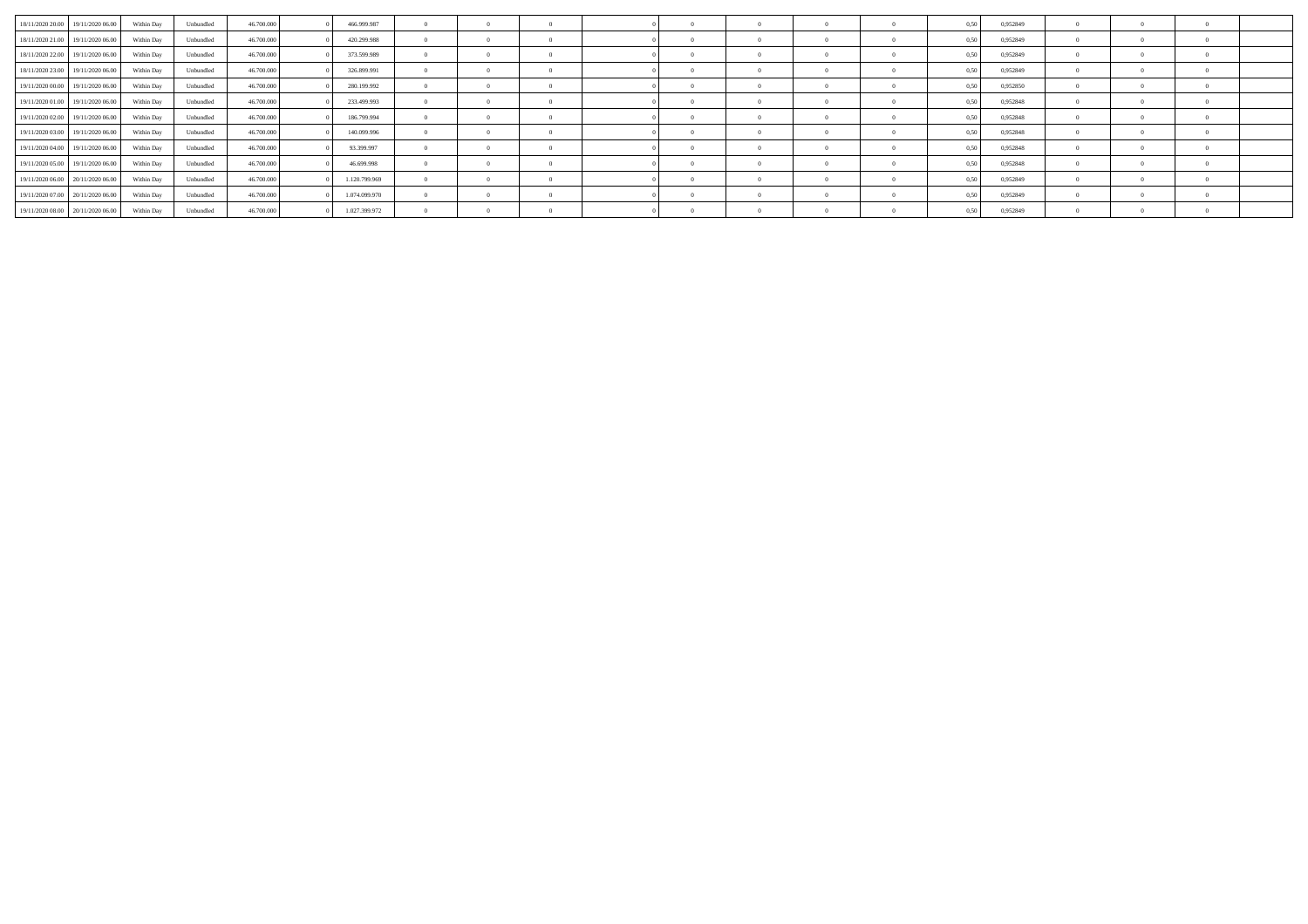| | | | | | | | | | | | | | | | | | | | | |
|---|---|---|---|---|---|---|---|---|---|---|---|---|---|---|---|---|---|---|---|---|
| 18/11/2020 20.00 | 19/11/2020 06.00 | Within Day | Unbundled | 46.700.000 | 0 | 466.999.987 | 0 | 0 | 0 | 0 | 0 | 0 | 0 | 0 | 0,50 | 0,952849 | 0 | 0 | 0 | |
| 18/11/2020 21.00 | 19/11/2020 06.00 | Within Day | Unbundled | 46.700.000 | 0 | 420.299.988 | 0 | 0 | 0 | 0 | 0 | 0 | 0 | 0 | 0,50 | 0,952849 | 0 | 0 | 0 | |
| 18/11/2020 22.00 | 19/11/2020 06.00 | Within Day | Unbundled | 46.700.000 | 0 | 373.599.989 | 0 | 0 | 0 | 0 | 0 | 0 | 0 | 0 | 0,50 | 0,952849 | 0 | 0 | 0 | |
| 18/11/2020 23.00 | 19/11/2020 06.00 | Within Day | Unbundled | 46.700.000 | 0 | 326.899.991 | 0 | 0 | 0 | 0 | 0 | 0 | 0 | 0 | 0,50 | 0,952849 | 0 | 0 | 0 | |
| 19/11/2020 00.00 | 19/11/2020 06.00 | Within Day | Unbundled | 46.700.000 | 0 | 280.199.992 | 0 | 0 | 0 | 0 | 0 | 0 | 0 | 0 | 0,50 | 0,952850 | 0 | 0 | 0 | |
| 19/11/2020 01.00 | 19/11/2020 06.00 | Within Day | Unbundled | 46.700.000 | 0 | 233.499.993 | 0 | 0 | 0 | 0 | 0 | 0 | 0 | 0 | 0,50 | 0,952848 | 0 | 0 | 0 | |
| 19/11/2020 02.00 | 19/11/2020 06.00 | Within Day | Unbundled | 46.700.000 | 0 | 186.799.994 | 0 | 0 | 0 | 0 | 0 | 0 | 0 | 0 | 0,50 | 0,952848 | 0 | 0 | 0 | |
| 19/11/2020 03.00 | 19/11/2020 06.00 | Within Day | Unbundled | 46.700.000 | 0 | 140.099.996 | 0 | 0 | 0 | 0 | 0 | 0 | 0 | 0 | 0,50 | 0,952848 | 0 | 0 | 0 | |
| 19/11/2020 04.00 | 19/11/2020 06.00 | Within Day | Unbundled | 46.700.000 | 0 | 93.399.997 | 0 | 0 | 0 | 0 | 0 | 0 | 0 | 0 | 0,50 | 0,952848 | 0 | 0 | 0 | |
| 19/11/2020 05.00 | 19/11/2020 06.00 | Within Day | Unbundled | 46.700.000 | 0 | 46.699.998 | 0 | 0 | 0 | 0 | 0 | 0 | 0 | 0 | 0,50 | 0,952848 | 0 | 0 | 0 | |
| 19/11/2020 06.00 | 20/11/2020 06.00 | Within Day | Unbundled | 46.700.000 | 0 | 1.120.799.969 | 0 | 0 | 0 | 0 | 0 | 0 | 0 | 0 | 0,50 | 0,952849 | 0 | 0 | 0 | |
| 19/11/2020 07.00 | 20/11/2020 06.00 | Within Day | Unbundled | 46.700.000 | 0 | 1.074.099.970 | 0 | 0 | 0 | 0 | 0 | 0 | 0 | 0 | 0,50 | 0,952849 | 0 | 0 | 0 | |
| 19/11/2020 08.00 | 20/11/2020 06.00 | Within Day | Unbundled | 46.700.000 | 0 | 1.027.399.972 | 0 | 0 | 0 | 0 | 0 | 0 | 0 | 0 | 0,50 | 0,952849 | 0 | 0 | 0 | |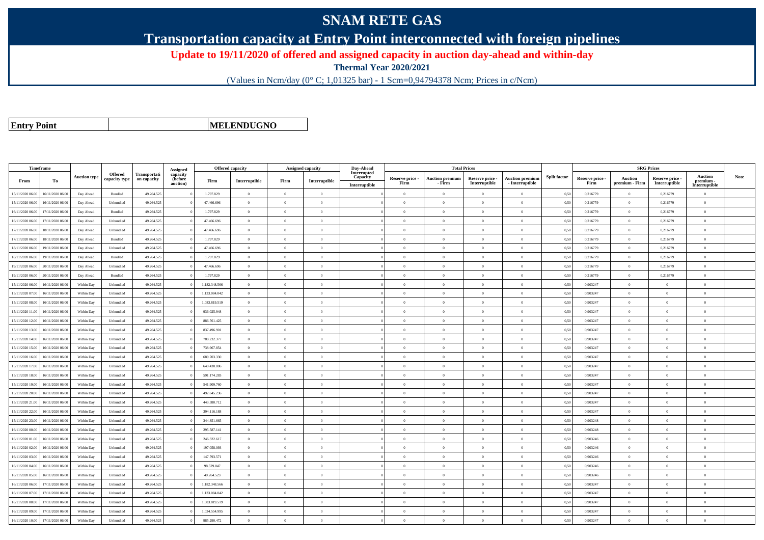# SNAM RETE GAS

## Transportation capacity at Entry Point interconnected with foreign pipelines

**Update to 19/11/2020 of offered and assigned capacity in auction day-ahead and within-day**

**Thermal Year 2020/2021**

(Values in Ncm/day (0° C; 1,01325 bar) - 1 Scm=0,94794378 Ncm; Prices in c/Ncm)

| Entry Point | MELENDUGNO |
|---|---|

| Timeframe | | Auction type | Offered capacity type | Transportation capacity | Assigned capacity (before auction) | Offered capacity | | Assigned capacity | | Day-Ahead Interrupted Capacity | Total Prices | | | | Split factor | SRG Prices | | | | Note |
|---|---|---|---|---|---|---|---|---|---|---|---|---|---|---|---|---|---|---|---|---|
| From | To | | | | | Firm | Interruptible | Firm | Interruptible | Interruptible | Reserve price - Firm | Auction premium - Firm | Reserve price - Interruptible | Auction premium - Interruptible | | Reserve price - Firm | Auction premium - Firm | Reserve price - Interruptible | Auction premium - Interruptible | |
| 15/11/2020 06.00 | 16/11/2020 06.00 | Day Ahead | Bundled | 49.264.525 | 0 | 1.797.829 | 0 | 0 | 0 | 0 | 0 | 0 | 0 | 0 | 0,50 | 0,216779 | 0 | 0,216779 | 0 | |
| 15/11/2020 06.00 | 16/11/2020 06.00 | Day Ahead | Unbundled | 49.264.525 | 0 | 47.466.696 | 0 | 0 | 0 | 0 | 0 | 0 | 0 | 0 | 0,50 | 0,216779 | 0 | 0,216779 | 0 | |
| 16/11/2020 06.00 | 17/11/2020 06.00 | Day Ahead | Bundled | 49.264.525 | 0 | 1.797.829 | 0 | 0 | 0 | 0 | 0 | 0 | 0 | 0 | 0,50 | 0,216779 | 0 | 0,216779 | 0 | |
| 16/11/2020 06.00 | 17/11/2020 06.00 | Day Ahead | Unbundled | 49.264.525 | 0 | 47.466.696 | 0 | 0 | 0 | 0 | 0 | 0 | 0 | 0 | 0,50 | 0,216779 | 0 | 0,216779 | 0 | |
| 17/11/2020 06.00 | 18/11/2020 06.00 | Day Ahead | Unbundled | 49.264.525 | 0 | 47.466.696 | 0 | 0 | 0 | 0 | 0 | 0 | 0 | 0 | 0,50 | 0,216779 | 0 | 0,216779 | 0 | |
| 17/11/2020 06.00 | 18/11/2020 06.00 | Day Ahead | Bundled | 49.264.525 | 0 | 1.797.829 | 0 | 0 | 0 | 0 | 0 | 0 | 0 | 0 | 0,50 | 0,216779 | 0 | 0,216779 | 0 | |
| 18/11/2020 06.00 | 19/11/2020 06.00 | Day Ahead | Unbundled | 49.264.525 | 0 | 47.466.696 | 0 | 0 | 0 | 0 | 0 | 0 | 0 | 0 | 0,50 | 0,216779 | 0 | 0,216779 | 0 | |
| 18/11/2020 06.00 | 19/11/2020 06.00 | Day Ahead | Bundled | 49.264.525 | 0 | 1.797.829 | 0 | 0 | 0 | 0 | 0 | 0 | 0 | 0 | 0,50 | 0,216779 | 0 | 0,216779 | 0 | |
| 19/11/2020 06.00 | 20/11/2020 06.00 | Day Ahead | Unbundled | 49.264.525 | 0 | 47.466.696 | 0 | 0 | 0 | 0 | 0 | 0 | 0 | 0 | 0,50 | 0,216779 | 0 | 0,216779 | 0 | |
| 19/11/2020 06.00 | 20/11/2020 06.00 | Day Ahead | Bundled | 49.264.525 | 0 | 1.797.829 | 0 | 0 | 0 | 0 | 0 | 0 | 0 | 0 | 0,50 | 0,216779 | 0 | 0,216779 | 0 | |
| 15/11/2020 06.00 | 16/11/2020 06.00 | Within Day | Unbundled | 49.264.525 | 0 | 1.182.348.566 | 0 | 0 | 0 | 0 | 0 | 0 | 0 | 0 | 0,50 | 0,903247 | 0 | 0 | 0 | |
| 15/11/2020 07.00 | 16/11/2020 06.00 | Within Day | Unbundled | 49.264.525 | 0 | 1.133.084.042 | 0 | 0 | 0 | 0 | 0 | 0 | 0 | 0 | 0,50 | 0,903247 | 0 | 0 | 0 | |
| 15/11/2020 08.00 | 16/11/2020 06.00 | Within Day | Unbundled | 49.264.525 | 0 | 1.083.819.519 | 0 | 0 | 0 | 0 | 0 | 0 | 0 | 0 | 0,50 | 0,903247 | 0 | 0 | 0 | |
| 15/11/2020 11.00 | 16/11/2020 06.00 | Within Day | Unbundled | 49.264.525 | 0 | 936.025.948 | 0 | 0 | 0 | 0 | 0 | 0 | 0 | 0 | 0,50 | 0,903247 | 0 | 0 | 0 | |
| 15/11/2020 12.00 | 16/11/2020 06.00 | Within Day | Unbundled | 49.264.525 | 0 | 886.761.425 | 0 | 0 | 0 | 0 | 0 | 0 | 0 | 0 | 0,50 | 0,903247 | 0 | 0 | 0 | |
| 15/11/2020 13.00 | 16/11/2020 06.00 | Within Day | Unbundled | 49.264.525 | 0 | 837.496.901 | 0 | 0 | 0 | 0 | 0 | 0 | 0 | 0 | 0,50 | 0,903247 | 0 | 0 | 0 | |
| 15/11/2020 14.00 | 16/11/2020 06.00 | Within Day | Unbundled | 49.264.525 | 0 | 788.232.377 | 0 | 0 | 0 | 0 | 0 | 0 | 0 | 0 | 0,50 | 0,903247 | 0 | 0 | 0 | |
| 15/11/2020 15.00 | 16/11/2020 06.00 | Within Day | Unbundled | 49.264.525 | 0 | 738.967.854 | 0 | 0 | 0 | 0 | 0 | 0 | 0 | 0 | 0,50 | 0,903247 | 0 | 0 | 0 | |
| 15/11/2020 16.00 | 16/11/2020 06.00 | Within Day | Unbundled | 49.264.525 | 0 | 689.703.330 | 0 | 0 | 0 | 0 | 0 | 0 | 0 | 0 | 0,50 | 0,903247 | 0 | 0 | 0 | |
| 15/11/2020 17.00 | 16/11/2020 06.00 | Within Day | Unbundled | 49.264.525 | 0 | 640.438.806 | 0 | 0 | 0 | 0 | 0 | 0 | 0 | 0 | 0,50 | 0,903247 | 0 | 0 | 0 | |
| 15/11/2020 18.00 | 16/11/2020 06.00 | Within Day | Unbundled | 49.264.525 | 0 | 591.174.283 | 0 | 0 | 0 | 0 | 0 | 0 | 0 | 0 | 0,50 | 0,903247 | 0 | 0 | 0 | |
| 15/11/2020 19.00 | 16/11/2020 06.00 | Within Day | Unbundled | 49.264.525 | 0 | 541.909.760 | 0 | 0 | 0 | 0 | 0 | 0 | 0 | 0 | 0,50 | 0,903247 | 0 | 0 | 0 | |
| 15/11/2020 20.00 | 16/11/2020 06.00 | Within Day | Unbundled | 49.264.525 | 0 | 492.645.236 | 0 | 0 | 0 | 0 | 0 | 0 | 0 | 0 | 0,50 | 0,903247 | 0 | 0 | 0 | |
| 15/11/2020 21.00 | 16/11/2020 06.00 | Within Day | Unbundled | 49.264.525 | 0 | 443.380.712 | 0 | 0 | 0 | 0 | 0 | 0 | 0 | 0 | 0,50 | 0,903247 | 0 | 0 | 0 | |
| 15/11/2020 22.00 | 16/11/2020 06.00 | Within Day | Unbundled | 49.264.525 | 0 | 394.116.188 | 0 | 0 | 0 | 0 | 0 | 0 | 0 | 0 | 0,50 | 0,903247 | 0 | 0 | 0 | |
| 15/11/2020 23.00 | 16/11/2020 06.00 | Within Day | Unbundled | 49.264.525 | 0 | 344.851.665 | 0 | 0 | 0 | 0 | 0 | 0 | 0 | 0 | 0,50 | 0,903248 | 0 | 0 | 0 | |
| 16/11/2020 00.00 | 16/11/2020 06.00 | Within Day | Unbundled | 49.264.525 | 0 | 295.587.141 | 0 | 0 | 0 | 0 | 0 | 0 | 0 | 0 | 0,50 | 0,903248 | 0 | 0 | 0 | |
| 16/11/2020 01.00 | 16/11/2020 06.00 | Within Day | Unbundled | 49.264.525 | 0 | 246.322.617 | 0 | 0 | 0 | 0 | 0 | 0 | 0 | 0 | 0,50 | 0,903246 | 0 | 0 | 0 | |
| 16/11/2020 02.00 | 16/11/2020 06.00 | Within Day | Unbundled | 49.264.525 | 0 | 197.058.093 | 0 | 0 | 0 | 0 | 0 | 0 | 0 | 0 | 0,50 | 0,903246 | 0 | 0 | 0 | |
| 16/11/2020 03.00 | 16/11/2020 06.00 | Within Day | Unbundled | 49.264.525 | 0 | 147.793.571 | 0 | 0 | 0 | 0 | 0 | 0 | 0 | 0 | 0,50 | 0,903246 | 0 | 0 | 0 | |
| 16/11/2020 04.00 | 16/11/2020 06.00 | Within Day | Unbundled | 49.264.525 | 0 | 98.529.047 | 0 | 0 | 0 | 0 | 0 | 0 | 0 | 0 | 0,50 | 0,903246 | 0 | 0 | 0 | |
| 16/11/2020 05.00 | 16/11/2020 06.00 | Within Day | Unbundled | 49.264.525 | 0 | 49.264.523 | 0 | 0 | 0 | 0 | 0 | 0 | 0 | 0 | 0,50 | 0,903246 | 0 | 0 | 0 | |
| 16/11/2020 06.00 | 17/11/2020 06.00 | Within Day | Unbundled | 49.264.525 | 0 | 1.182.348.566 | 0 | 0 | 0 | 0 | 0 | 0 | 0 | 0 | 0,50 | 0,903247 | 0 | 0 | 0 | |
| 16/11/2020 07.00 | 17/11/2020 06.00 | Within Day | Unbundled | 49.264.525 | 0 | 1.133.084.042 | 0 | 0 | 0 | 0 | 0 | 0 | 0 | 0 | 0,50 | 0,903247 | 0 | 0 | 0 | |
| 16/11/2020 08.00 | 17/11/2020 06.00 | Within Day | Unbundled | 49.264.525 | 0 | 1.083.819.519 | 0 | 0 | 0 | 0 | 0 | 0 | 0 | 0 | 0,50 | 0,903247 | 0 | 0 | 0 | |
| 16/11/2020 09.00 | 17/11/2020 06.00 | Within Day | Unbundled | 49.264.525 | 0 | 1.034.554.995 | 0 | 0 | 0 | 0 | 0 | 0 | 0 | 0 | 0,50 | 0,903247 | 0 | 0 | 0 | |
| 16/11/2020 10.00 | 17/11/2020 06.00 | Within Day | Unbundled | 49.264.525 | 0 | 985.290.472 | 0 | 0 | 0 | 0 | 0 | 0 | 0 | 0 | 0,50 | 0,903247 | 0 | 0 | 0 | |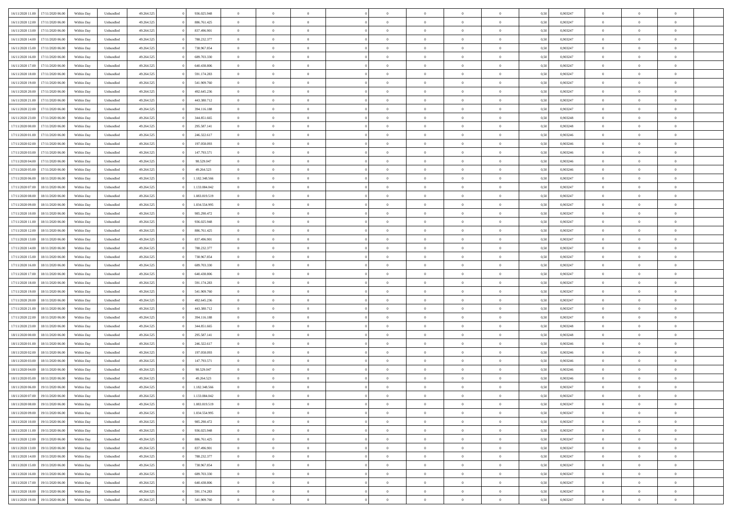| | | | | | | | | | | | | | | | | | | | | | |
|---|---|---|---|---|---|---|---|---|---|---|---|---|---|---|---|---|---|---|---|---|---|
| 16/11/2020 11:00 | 17/11/2020 06:00 | Within Day | Unbundled | 49.264.525 | 0 | 936.025.948 | 0 | 0 | 0 | 0 | 0 | 0 | 0 | 0 | 0,50 | 0,903247 | 0 | 0 | 0 | | |
| 16/11/2020 12:00 | 17/11/2020 06:00 | Within Day | Unbundled | 49.264.525 | 0 | 886.761.425 | 0 | 0 | 0 | 0 | 0 | 0 | 0 | 0 | 0,50 | 0,903247 | 0 | 0 | 0 | | |
| 16/11/2020 13:00 | 17/11/2020 06:00 | Within Day | Unbundled | 49.264.525 | 0 | 837.496.901 | 0 | 0 | 0 | 0 | 0 | 0 | 0 | 0 | 0,50 | 0,903247 | 0 | 0 | 0 | | |
| 16/11/2020 14:00 | 17/11/2020 06:00 | Within Day | Unbundled | 49.264.525 | 0 | 788.232.377 | 0 | 0 | 0 | 0 | 0 | 0 | 0 | 0 | 0,50 | 0,903247 | 0 | 0 | 0 | | |
| 16/11/2020 15:00 | 17/11/2020 06:00 | Within Day | Unbundled | 49.264.525 | 0 | 738.967.854 | 0 | 0 | 0 | 0 | 0 | 0 | 0 | 0 | 0,50 | 0,903247 | 0 | 0 | 0 | | |
| 16/11/2020 16:00 | 17/11/2020 06:00 | Within Day | Unbundled | 49.264.525 | 0 | 689.703.330 | 0 | 0 | 0 | 0 | 0 | 0 | 0 | 0 | 0,50 | 0,903247 | 0 | 0 | 0 | | |
| 16/11/2020 17:00 | 17/11/2020 06:00 | Within Day | Unbundled | 49.264.525 | 0 | 640.438.806 | 0 | 0 | 0 | 0 | 0 | 0 | 0 | 0 | 0,50 | 0,903247 | 0 | 0 | 0 | | |
| 16/11/2020 18:00 | 17/11/2020 06:00 | Within Day | Unbundled | 49.264.525 | 0 | 591.174.283 | 0 | 0 | 0 | 0 | 0 | 0 | 0 | 0 | 0,50 | 0,903247 | 0 | 0 | 0 | | |
| 16/11/2020 19:00 | 17/11/2020 06:00 | Within Day | Unbundled | 49.264.525 | 0 | 541.909.760 | 0 | 0 | 0 | 0 | 0 | 0 | 0 | 0 | 0,50 | 0,903247 | 0 | 0 | 0 | | |
| 16/11/2020 20:00 | 17/11/2020 06:00 | Within Day | Unbundled | 49.264.525 | 0 | 492.645.236 | 0 | 0 | 0 | 0 | 0 | 0 | 0 | 0 | 0,50 | 0,903247 | 0 | 0 | 0 | | |
| 16/11/2020 21:00 | 17/11/2020 06:00 | Within Day | Unbundled | 49.264.525 | 0 | 443.380.712 | 0 | 0 | 0 | 0 | 0 | 0 | 0 | 0 | 0,50 | 0,903247 | 0 | 0 | 0 | | |
| 16/11/2020 22:00 | 17/11/2020 06:00 | Within Day | Unbundled | 49.264.525 | 0 | 394.116.188 | 0 | 0 | 0 | 0 | 0 | 0 | 0 | 0 | 0,50 | 0,903247 | 0 | 0 | 0 | | |
| 16/11/2020 23:00 | 17/11/2020 06:00 | Within Day | Unbundled | 49.264.525 | 0 | 344.851.665 | 0 | 0 | 0 | 0 | 0 | 0 | 0 | 0 | 0,50 | 0,903248 | 0 | 0 | 0 | | |
| 17/11/2020 00:00 | 17/11/2020 06:00 | Within Day | Unbundled | 49.264.525 | 0 | 295.587.141 | 0 | 0 | 0 | 0 | 0 | 0 | 0 | 0 | 0,50 | 0,903248 | 0 | 0 | 0 | | |
| 17/11/2020 01:00 | 17/11/2020 06:00 | Within Day | Unbundled | 49.264.525 | 0 | 246.322.617 | 0 | 0 | 0 | 0 | 0 | 0 | 0 | 0 | 0,50 | 0,903246 | 0 | 0 | 0 | | |
| 17/11/2020 02:00 | 17/11/2020 06:00 | Within Day | Unbundled | 49.264.525 | 0 | 197.058.093 | 0 | 0 | 0 | 0 | 0 | 0 | 0 | 0 | 0,50 | 0,903246 | 0 | 0 | 0 | | |
| 17/11/2020 03:00 | 17/11/2020 06:00 | Within Day | Unbundled | 49.264.525 | 0 | 147.793.571 | 0 | 0 | 0 | 0 | 0 | 0 | 0 | 0 | 0,50 | 0,903246 | 0 | 0 | 0 | | |
| 17/11/2020 04:00 | 17/11/2020 06:00 | Within Day | Unbundled | 49.264.525 | 0 | 98.529.047 | 0 | 0 | 0 | 0 | 0 | 0 | 0 | 0 | 0,50 | 0,903246 | 0 | 0 | 0 | | |
| 17/11/2020 05:00 | 17/11/2020 06:00 | Within Day | Unbundled | 49.264.525 | 0 | 49.264.523 | 0 | 0 | 0 | 0 | 0 | 0 | 0 | 0 | 0,50 | 0,903246 | 0 | 0 | 0 | | |
| 17/11/2020 06:00 | 18/11/2020 06:00 | Within Day | Unbundled | 49.264.525 | 0 | 1.182.348.566 | 0 | 0 | 0 | 0 | 0 | 0 | 0 | 0 | 0,50 | 0,903247 | 0 | 0 | 0 | | |
| 17/11/2020 07:00 | 18/11/2020 06:00 | Within Day | Unbundled | 49.264.525 | 0 | 1.133.084.042 | 0 | 0 | 0 | 0 | 0 | 0 | 0 | 0 | 0,50 | 0,903247 | 0 | 0 | 0 | | |
| 17/11/2020 08:00 | 18/11/2020 06:00 | Within Day | Unbundled | 49.264.525 | 0 | 1.083.819.519 | 0 | 0 | 0 | 0 | 0 | 0 | 0 | 0 | 0,50 | 0,903247 | 0 | 0 | 0 | | |
| 17/11/2020 09:00 | 18/11/2020 06:00 | Within Day | Unbundled | 49.264.525 | 0 | 1.034.554.995 | 0 | 0 | 0 | 0 | 0 | 0 | 0 | 0 | 0,50 | 0,903247 | 0 | 0 | 0 | | |
| 17/11/2020 10:00 | 18/11/2020 06:00 | Within Day | Unbundled | 49.264.525 | 0 | 985.290.472 | 0 | 0 | 0 | 0 | 0 | 0 | 0 | 0 | 0,50 | 0,903247 | 0 | 0 | 0 | | |
| 17/11/2020 11:00 | 18/11/2020 06:00 | Within Day | Unbundled | 49.264.525 | 0 | 936.025.948 | 0 | 0 | 0 | 0 | 0 | 0 | 0 | 0 | 0,50 | 0,903247 | 0 | 0 | 0 | | |
| 17/11/2020 12:00 | 18/11/2020 06:00 | Within Day | Unbundled | 49.264.525 | 0 | 886.761.425 | 0 | 0 | 0 | 0 | 0 | 0 | 0 | 0 | 0,50 | 0,903247 | 0 | 0 | 0 | | |
| 17/11/2020 13:00 | 18/11/2020 06:00 | Within Day | Unbundled | 49.264.525 | 0 | 837.496.901 | 0 | 0 | 0 | 0 | 0 | 0 | 0 | 0 | 0,50 | 0,903247 | 0 | 0 | 0 | | |
| 17/11/2020 14:00 | 18/11/2020 06:00 | Within Day | Unbundled | 49.264.525 | 0 | 788.232.377 | 0 | 0 | 0 | 0 | 0 | 0 | 0 | 0 | 0,50 | 0,903247 | 0 | 0 | 0 | | |
| 17/11/2020 15:00 | 18/11/2020 06:00 | Within Day | Unbundled | 49.264.525 | 0 | 738.967.854 | 0 | 0 | 0 | 0 | 0 | 0 | 0 | 0 | 0,50 | 0,903247 | 0 | 0 | 0 | | |
| 17/11/2020 16:00 | 18/11/2020 06:00 | Within Day | Unbundled | 49.264.525 | 0 | 689.703.330 | 0 | 0 | 0 | 0 | 0 | 0 | 0 | 0 | 0,50 | 0,903247 | 0 | 0 | 0 | | |
| 17/11/2020 17:00 | 18/11/2020 06:00 | Within Day | Unbundled | 49.264.525 | 0 | 640.438.806 | 0 | 0 | 0 | 0 | 0 | 0 | 0 | 0 | 0,50 | 0,903247 | 0 | 0 | 0 | | |
| 17/11/2020 18:00 | 18/11/2020 06:00 | Within Day | Unbundled | 49.264.525 | 0 | 591.174.283 | 0 | 0 | 0 | 0 | 0 | 0 | 0 | 0 | 0,50 | 0,903247 | 0 | 0 | 0 | | |
| 17/11/2020 19:00 | 18/11/2020 06:00 | Within Day | Unbundled | 49.264.525 | 0 | 541.909.760 | 0 | 0 | 0 | 0 | 0 | 0 | 0 | 0 | 0,50 | 0,903247 | 0 | 0 | 0 | | |
| 17/11/2020 20:00 | 18/11/2020 06:00 | Within Day | Unbundled | 49.264.525 | 0 | 492.645.236 | 0 | 0 | 0 | 0 | 0 | 0 | 0 | 0 | 0,50 | 0,903247 | 0 | 0 | 0 | | |
| 17/11/2020 21:00 | 18/11/2020 06:00 | Within Day | Unbundled | 49.264.525 | 0 | 443.380.712 | 0 | 0 | 0 | 0 | 0 | 0 | 0 | 0 | 0,50 | 0,903247 | 0 | 0 | 0 | | |
| 17/11/2020 22:00 | 18/11/2020 06:00 | Within Day | Unbundled | 49.264.525 | 0 | 394.116.188 | 0 | 0 | 0 | 0 | 0 | 0 | 0 | 0 | 0,50 | 0,903247 | 0 | 0 | 0 | | |
| 17/11/2020 23:00 | 18/11/2020 06:00 | Within Day | Unbundled | 49.264.525 | 0 | 344.851.665 | 0 | 0 | 0 | 0 | 0 | 0 | 0 | 0 | 0,50 | 0,903248 | 0 | 0 | 0 | | |
| 18/11/2020 00:00 | 18/11/2020 06:00 | Within Day | Unbundled | 49.264.525 | 0 | 295.587.141 | 0 | 0 | 0 | 0 | 0 | 0 | 0 | 0 | 0,50 | 0,903248 | 0 | 0 | 0 | | |
| 18/11/2020 01:00 | 18/11/2020 06:00 | Within Day | Unbundled | 49.264.525 | 0 | 246.322.617 | 0 | 0 | 0 | 0 | 0 | 0 | 0 | 0 | 0,50 | 0,903246 | 0 | 0 | 0 | | |
| 18/11/2020 02:00 | 18/11/2020 06:00 | Within Day | Unbundled | 49.264.525 | 0 | 197.058.093 | 0 | 0 | 0 | 0 | 0 | 0 | 0 | 0 | 0,50 | 0,903246 | 0 | 0 | 0 | | |
| 18/11/2020 03:00 | 18/11/2020 06:00 | Within Day | Unbundled | 49.264.525 | 0 | 147.793.571 | 0 | 0 | 0 | 0 | 0 | 0 | 0 | 0 | 0,50 | 0,903246 | 0 | 0 | 0 | | |
| 18/11/2020 04:00 | 18/11/2020 06:00 | Within Day | Unbundled | 49.264.525 | 0 | 98.529.047 | 0 | 0 | 0 | 0 | 0 | 0 | 0 | 0 | 0,50 | 0,903246 | 0 | 0 | 0 | | |
| 18/11/2020 05:00 | 18/11/2020 06:00 | Within Day | Unbundled | 49.264.525 | 0 | 49.264.523 | 0 | 0 | 0 | 0 | 0 | 0 | 0 | 0 | 0,50 | 0,903246 | 0 | 0 | 0 | | |
| 18/11/2020 06:00 | 19/11/2020 06:00 | Within Day | Unbundled | 49.264.525 | 0 | 1.182.348.566 | 0 | 0 | 0 | 0 | 0 | 0 | 0 | 0 | 0,50 | 0,903247 | 0 | 0 | 0 | | |
| 18/11/2020 07:00 | 19/11/2020 06:00 | Within Day | Unbundled | 49.264.525 | 0 | 1.133.084.042 | 0 | 0 | 0 | 0 | 0 | 0 | 0 | 0 | 0,50 | 0,903247 | 0 | 0 | 0 | | |
| 18/11/2020 08:00 | 19/11/2020 06:00 | Within Day | Unbundled | 49.264.525 | 0 | 1.083.819.519 | 0 | 0 | 0 | 0 | 0 | 0 | 0 | 0 | 0,50 | 0,903247 | 0 | 0 | 0 | | |
| 18/11/2020 09:00 | 19/11/2020 06:00 | Within Day | Unbundled | 49.264.525 | 0 | 1.034.554.995 | 0 | 0 | 0 | 0 | 0 | 0 | 0 | 0 | 0,50 | 0,903247 | 0 | 0 | 0 | | |
| 18/11/2020 10:00 | 19/11/2020 06:00 | Within Day | Unbundled | 49.264.525 | 0 | 985.290.472 | 0 | 0 | 0 | 0 | 0 | 0 | 0 | 0 | 0,50 | 0,903247 | 0 | 0 | 0 | | |
| 18/11/2020 11:00 | 19/11/2020 06:00 | Within Day | Unbundled | 49.264.525 | 0 | 936.025.948 | 0 | 0 | 0 | 0 | 0 | 0 | 0 | 0 | 0,50 | 0,903247 | 0 | 0 | 0 | | |
| 18/11/2020 12:00 | 19/11/2020 06:00 | Within Day | Unbundled | 49.264.525 | 0 | 886.761.425 | 0 | 0 | 0 | 0 | 0 | 0 | 0 | 0 | 0,50 | 0,903247 | 0 | 0 | 0 | | |
| 18/11/2020 13:00 | 19/11/2020 06:00 | Within Day | Unbundled | 49.264.525 | 0 | 837.496.901 | 0 | 0 | 0 | 0 | 0 | 0 | 0 | 0 | 0,50 | 0,903247 | 0 | 0 | 0 | | |
| 18/11/2020 14:00 | 19/11/2020 06:00 | Within Day | Unbundled | 49.264.525 | 0 | 788.232.377 | 0 | 0 | 0 | 0 | 0 | 0 | 0 | 0 | 0,50 | 0,903247 | 0 | 0 | 0 | | |
| 18/11/2020 15:00 | 19/11/2020 06:00 | Within Day | Unbundled | 49.264.525 | 0 | 738.967.854 | 0 | 0 | 0 | 0 | 0 | 0 | 0 | 0 | 0,50 | 0,903247 | 0 | 0 | 0 | | |
| 18/11/2020 16:00 | 19/11/2020 06:00 | Within Day | Unbundled | 49.264.525 | 0 | 689.703.330 | 0 | 0 | 0 | 0 | 0 | 0 | 0 | 0 | 0,50 | 0,903247 | 0 | 0 | 0 | | |
| 18/11/2020 17:00 | 19/11/2020 06:00 | Within Day | Unbundled | 49.264.525 | 0 | 640.438.806 | 0 | 0 | 0 | 0 | 0 | 0 | 0 | 0 | 0,50 | 0,903247 | 0 | 0 | 0 | | |
| 18/11/2020 18:00 | 19/11/2020 06:00 | Within Day | Unbundled | 49.264.525 | 0 | 591.174.283 | 0 | 0 | 0 | 0 | 0 | 0 | 0 | 0 | 0,50 | 0,903247 | 0 | 0 | 0 | | |
| 18/11/2020 19:00 | 19/11/2020 06:00 | Within Day | Unbundled | 49.264.525 | 0 | 541.909.760 | 0 | 0 | 0 | 0 | 0 | 0 | 0 | 0 | 0,50 | 0,903247 | 0 | 0 | 0 | | |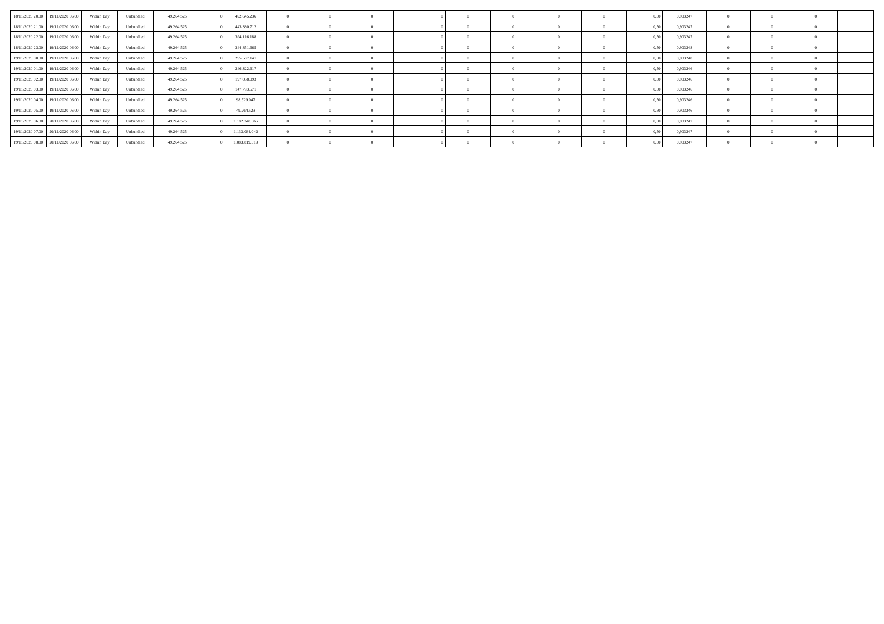| | | | | | | | | | | | | | | | | | | | | |
|---|---|---|---|---|---|---|---|---|---|---|---|---|---|---|---|---|---|---|---|---|
| 18/11/2020 20.00 | 19/11/2020 06.00 | Within Day | Unbundled | 49.264.525 | 0 | 492.645.236 | 0 | 0 | 0 | 0 | 0 | 0 | 0 | 0 | 0,50 | 0,903247 | 0 | 0 | 0 | |
| 18/11/2020 21.00 | 19/11/2020 06.00 | Within Day | Unbundled | 49.264.525 | 0 | 443.380.712 | 0 | 0 | 0 | 0 | 0 | 0 | 0 | 0 | 0,50 | 0,903247 | 0 | 0 | 0 | |
| 18/11/2020 22.00 | 19/11/2020 06.00 | Within Day | Unbundled | 49.264.525 | 0 | 394.116.188 | 0 | 0 | 0 | 0 | 0 | 0 | 0 | 0 | 0,50 | 0,903247 | 0 | 0 | 0 | |
| 18/11/2020 23.00 | 19/11/2020 06.00 | Within Day | Unbundled | 49.264.525 | 0 | 344.851.665 | 0 | 0 | 0 | 0 | 0 | 0 | 0 | 0 | 0,50 | 0,903248 | 0 | 0 | 0 | |
| 19/11/2020 00.00 | 19/11/2020 06.00 | Within Day | Unbundled | 49.264.525 | 0 | 295.587.141 | 0 | 0 | 0 | 0 | 0 | 0 | 0 | 0 | 0,50 | 0,903248 | 0 | 0 | 0 | |
| 19/11/2020 01.00 | 19/11/2020 06.00 | Within Day | Unbundled | 49.264.525 | 0 | 246.322.617 | 0 | 0 | 0 | 0 | 0 | 0 | 0 | 0 | 0,50 | 0,903246 | 0 | 0 | 0 | |
| 19/11/2020 02.00 | 19/11/2020 06.00 | Within Day | Unbundled | 49.264.525 | 0 | 197.058.093 | 0 | 0 | 0 | 0 | 0 | 0 | 0 | 0 | 0,50 | 0,903246 | 0 | 0 | 0 | |
| 19/11/2020 03.00 | 19/11/2020 06.00 | Within Day | Unbundled | 49.264.525 | 0 | 147.793.571 | 0 | 0 | 0 | 0 | 0 | 0 | 0 | 0 | 0,50 | 0,903246 | 0 | 0 | 0 | |
| 19/11/2020 04.00 | 19/11/2020 06.00 | Within Day | Unbundled | 49.264.525 | 0 | 98.529.047 | 0 | 0 | 0 | 0 | 0 | 0 | 0 | 0 | 0,50 | 0,903246 | 0 | 0 | 0 | |
| 19/11/2020 05.00 | 19/11/2020 06.00 | Within Day | Unbundled | 49.264.525 | 0 | 49.264.523 | 0 | 0 | 0 | 0 | 0 | 0 | 0 | 0 | 0,50 | 0,903246 | 0 | 0 | 0 | |
| 19/11/2020 06.00 | 20/11/2020 06.00 | Within Day | Unbundled | 49.264.525 | 0 | 1.182.348.566 | 0 | 0 | 0 | 0 | 0 | 0 | 0 | 0 | 0,50 | 0,903247 | 0 | 0 | 0 | |
| 19/11/2020 07.00 | 20/11/2020 06.00 | Within Day | Unbundled | 49.264.525 | 0 | 1.133.084.042 | 0 | 0 | 0 | 0 | 0 | 0 | 0 | 0 | 0,50 | 0,903247 | 0 | 0 | 0 | |
| 19/11/2020 08.00 | 20/11/2020 06.00 | Within Day | Unbundled | 49.264.525 | 0 | 1.083.819.519 | 0 | 0 | 0 | 0 | 0 | 0 | 0 | 0 | 0,50 | 0,903247 | 0 | 0 | 0 | |